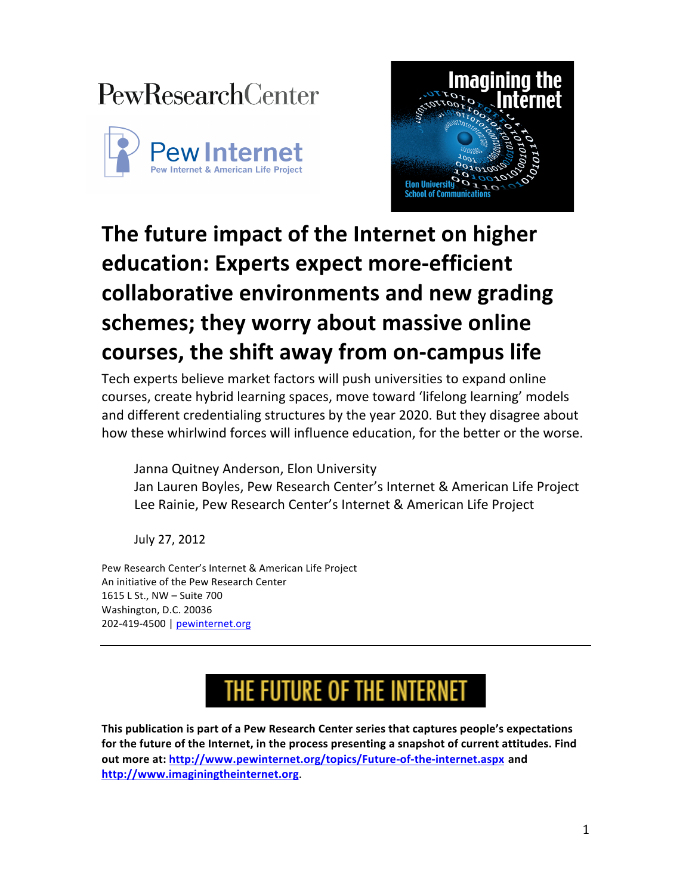PewResearchCenter

Pew Internet
Pew Internet & American Life Project

Imagining the Internet
Elon University School of Communications

# The future impact of the Internet on higher education: Experts expect more-efficient collaborative environments and new grading schemes; they worry about massive online courses, the shift away from on-campus life

Tech experts believe market factors will push universities to expand online courses, create hybrid learning spaces, move toward 'lifelong learning' models and different credentialing structures by the year 2020. But they disagree about how these whirlwind forces will influence education, for the better or the worse.

Janna Quitney Anderson, Elon University
Jan Lauren Boyles, Pew Research Center's Internet & American Life Project
Lee Rainie, Pew Research Center's Internet & American Life Project

July 27, 2012

Pew Research Center's Internet & American Life Project
An initiative of the Pew Research Center
1615 L St., NW – Suite 700
Washington, D.C. 20036
202-419-4500 | pewinternet.org

---

THE FUTURE OF THE INTERNET

**This publication is part of a Pew Research Center series that captures people's expectations for the future of the Internet, in the process presenting a snapshot of current attitudes. Find out more at: http://www.pewinternet.org/topics/Future-of-the-internet.aspx and http://www.imaginingtheinternet.org.**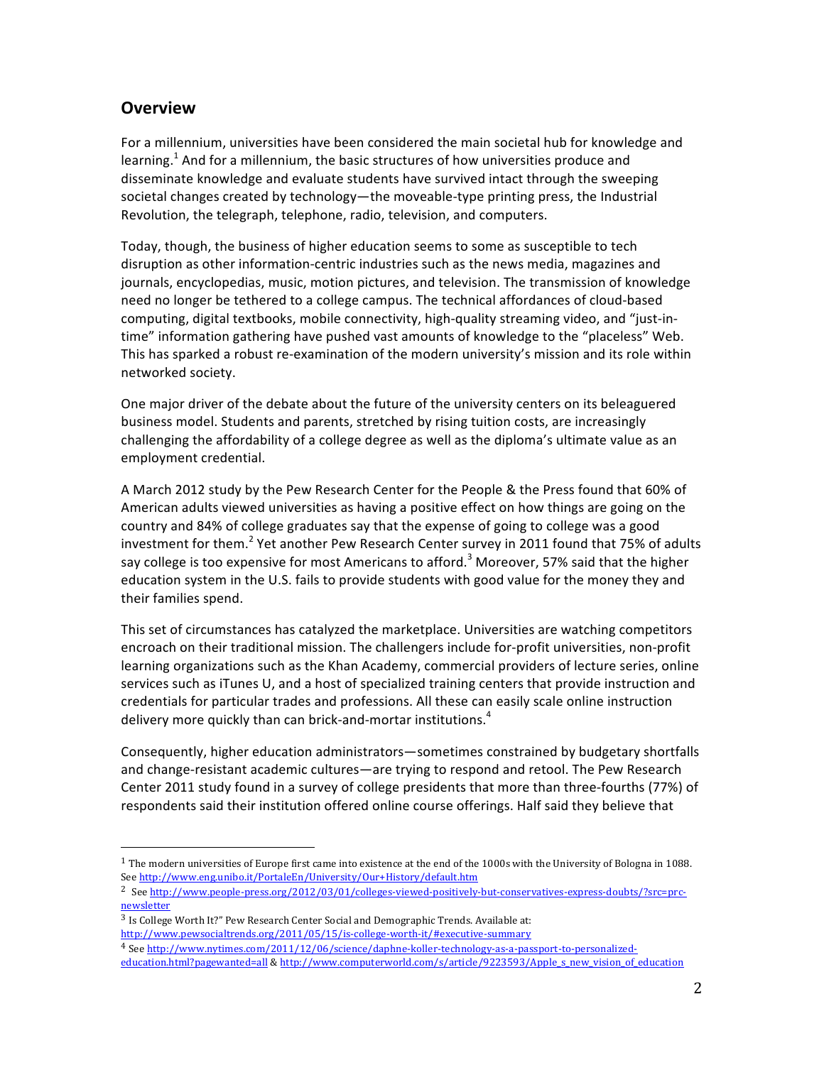## Overview

For a millennium, universities have been considered the main societal hub for knowledge and learning.[1] And for a millennium, the basic structures of how universities produce and disseminate knowledge and evaluate students have survived intact through the sweeping societal changes created by technology—the moveable-type printing press, the Industrial Revolution, the telegraph, telephone, radio, television, and computers.

Today, though, the business of higher education seems to some as susceptible to tech disruption as other information-centric industries such as the news media, magazines and journals, encyclopedias, music, motion pictures, and television. The transmission of knowledge need no longer be tethered to a college campus. The technical affordances of cloud-based computing, digital textbooks, mobile connectivity, high-quality streaming video, and "just-in-time" information gathering have pushed vast amounts of knowledge to the "placeless" Web. This has sparked a robust re-examination of the modern university's mission and its role within networked society.

One major driver of the debate about the future of the university centers on its beleaguered business model. Students and parents, stretched by rising tuition costs, are increasingly challenging the affordability of a college degree as well as the diploma's ultimate value as an employment credential.

A March 2012 study by the Pew Research Center for the People & the Press found that 60% of American adults viewed universities as having a positive effect on how things are going on the country and 84% of college graduates say that the expense of going to college was a good investment for them.[2] Yet another Pew Research Center survey in 2011 found that 75% of adults say college is too expensive for most Americans to afford.[3] Moreover, 57% said that the higher education system in the U.S. fails to provide students with good value for the money they and their families spend.

This set of circumstances has catalyzed the marketplace. Universities are watching competitors encroach on their traditional mission. The challengers include for-profit universities, non-profit learning organizations such as the Khan Academy, commercial providers of lecture series, online services such as iTunes U, and a host of specialized training centers that provide instruction and credentials for particular trades and professions. All these can easily scale online instruction delivery more quickly than can brick-and-mortar institutions.[4]

Consequently, higher education administrators—sometimes constrained by budgetary shortfalls and change-resistant academic cultures—are trying to respond and retool. The Pew Research Center 2011 study found in a survey of college presidents that more than three-fourths (77%) of respondents said their institution offered online course offerings. Half said they believe that

---

[1] The modern universities of Europe first came into existence at the end of the 1000s with the University of Bologna in 1088. See http://www.eng.unibo.it/PortaleEn/University/Our+History/default.htm

[2] See http://www.people-press.org/2012/03/01/colleges-viewed-positively-but-conservatives-express-doubts/?src=prc-newsletter

[3] Is College Worth It?" Pew Research Center Social and Demographic Trends. Available at: http://www.pewsocialtrends.org/2011/05/15/is-college-worth-it/#executive-summary

[4] See http://www.nytimes.com/2011/12/06/science/daphne-koller-technology-as-a-passport-to-personalized-education.html?pagewanted=all & http://www.computerworld.com/s/article/9223593/Apple_s_new_vision_of_education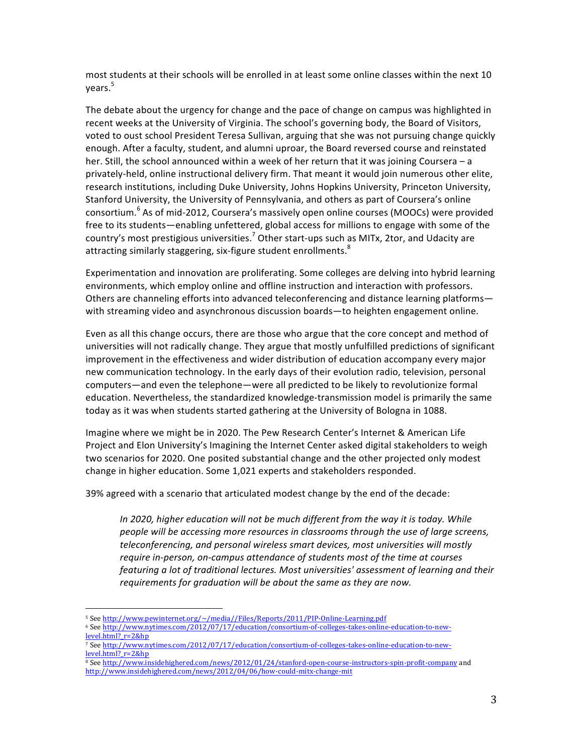most students at their schools will be enrolled in at least some online classes within the next 10 years.[5]

The debate about the urgency for change and the pace of change on campus was highlighted in recent weeks at the University of Virginia. The school's governing body, the Board of Visitors, voted to oust school President Teresa Sullivan, arguing that she was not pursuing change quickly enough. After a faculty, student, and alumni uproar, the Board reversed course and reinstated her. Still, the school announced within a week of her return that it was joining Coursera – a privately-held, online instructional delivery firm. That meant it would join numerous other elite, research institutions, including Duke University, Johns Hopkins University, Princeton University, Stanford University, the University of Pennsylvania, and others as part of Coursera's online consortium.[6] As of mid-2012, Coursera's massively open online courses (MOOCs) were provided free to its students—enabling unfettered, global access for millions to engage with some of the country's most prestigious universities.[7] Other start-ups such as MITx, 2tor, and Udacity are attracting similarly staggering, six-figure student enrollments.[8]

Experimentation and innovation are proliferating. Some colleges are delving into hybrid learning environments, which employ online and offline instruction and interaction with professors. Others are channeling efforts into advanced teleconferencing and distance learning platforms—with streaming video and asynchronous discussion boards—to heighten engagement online.

Even as all this change occurs, there are those who argue that the core concept and method of universities will not radically change. They argue that mostly unfulfilled predictions of significant improvement in the effectiveness and wider distribution of education accompany every major new communication technology. In the early days of their evolution radio, television, personal computers—and even the telephone—were all predicted to be likely to revolutionize formal education. Nevertheless, the standardized knowledge-transmission model is primarily the same today as it was when students started gathering at the University of Bologna in 1088.

Imagine where we might be in 2020. The Pew Research Center's Internet & American Life Project and Elon University's Imagining the Internet Center asked digital stakeholders to weigh two scenarios for 2020. One posited substantial change and the other projected only modest change in higher education. Some 1,021 experts and stakeholders responded.

39% agreed with a scenario that articulated modest change by the end of the decade:

> *In 2020, higher education will not be much different from the way it is today. While people will be accessing more resources in classrooms through the use of large screens, teleconferencing, and personal wireless smart devices, most universities will mostly require in-person, on-campus attendance of students most of the time at courses featuring a lot of traditional lectures. Most universities' assessment of learning and their requirements for graduation will be about the same as they are now.*

---

[5] See http://www.pewinternet.org/~/media//Files/Reports/2011/PIP-Online-Learning.pdf

[6] See http://www.nytimes.com/2012/07/17/education/consortium-of-colleges-takes-online-education-to-new-level.html?_r=2&hp

[7] See http://www.nytimes.com/2012/07/17/education/consortium-of-colleges-takes-online-education-to-new-level.html?_r=2&hp

[8] See http://www.insidehighered.com/news/2012/01/24/stanford-open-course-instructors-spin-profit-company and http://www.insidehighered.com/news/2012/04/06/how-could-mitx-change-mit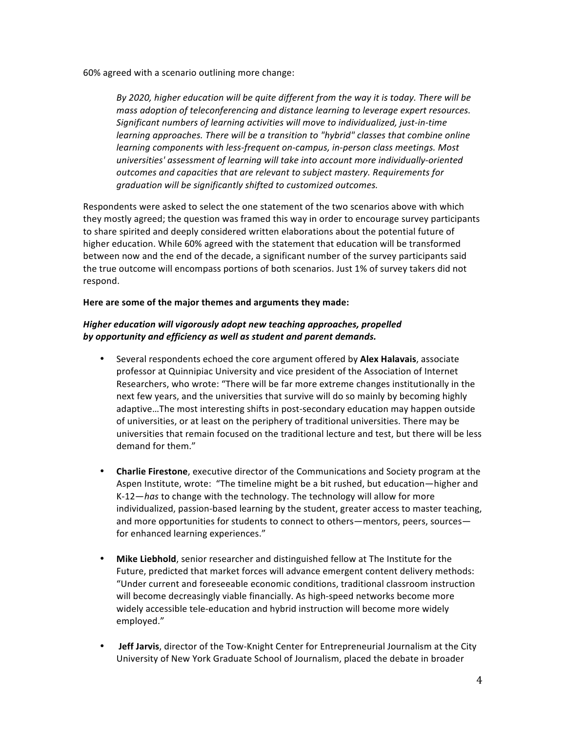60% agreed with a scenario outlining more change:

> *By 2020, higher education will be quite different from the way it is today. There will be mass adoption of teleconferencing and distance learning to leverage expert resources. Significant numbers of learning activities will move to individualized, just-in-time learning approaches. There will be a transition to "hybrid" classes that combine online learning components with less-frequent on-campus, in-person class meetings. Most universities' assessment of learning will take into account more individually-oriented outcomes and capacities that are relevant to subject mastery. Requirements for graduation will be significantly shifted to customized outcomes.*

Respondents were asked to select the one statement of the two scenarios above with which they mostly agreed; the question was framed this way in order to encourage survey participants to share spirited and deeply considered written elaborations about the potential future of higher education. While 60% agreed with the statement that education will be transformed between now and the end of the decade, a significant number of the survey participants said the true outcome will encompass portions of both scenarios. Just 1% of survey takers did not respond.

**Here are some of the major themes and arguments they made:**

***Higher education will vigorously adopt new teaching approaches, propelled by opportunity and efficiency as well as student and parent demands.***

- Several respondents echoed the core argument offered by **Alex Halavais**, associate professor at Quinnipiac University and vice president of the Association of Internet Researchers, who wrote: "There will be far more extreme changes institutionally in the next few years, and the universities that survive will do so mainly by becoming highly adaptive…The most interesting shifts in post-secondary education may happen outside of universities, or at least on the periphery of traditional universities. There may be universities that remain focused on the traditional lecture and test, but there will be less demand for them."

- **Charlie Firestone**, executive director of the Communications and Society program at the Aspen Institute, wrote: "The timeline might be a bit rushed, but education—higher and K-12—*has* to change with the technology. The technology will allow for more individualized, passion-based learning by the student, greater access to master teaching, and more opportunities for students to connect to others—mentors, peers, sources—for enhanced learning experiences."

- **Mike Liebhold**, senior researcher and distinguished fellow at The Institute for the Future, predicted that market forces will advance emergent content delivery methods: "Under current and foreseeable economic conditions, traditional classroom instruction will become decreasingly viable financially. As high-speed networks become more widely accessible tele-education and hybrid instruction will become more widely employed."

- **Jeff Jarvis**, director of the Tow-Knight Center for Entrepreneurial Journalism at the City University of New York Graduate School of Journalism, placed the debate in broader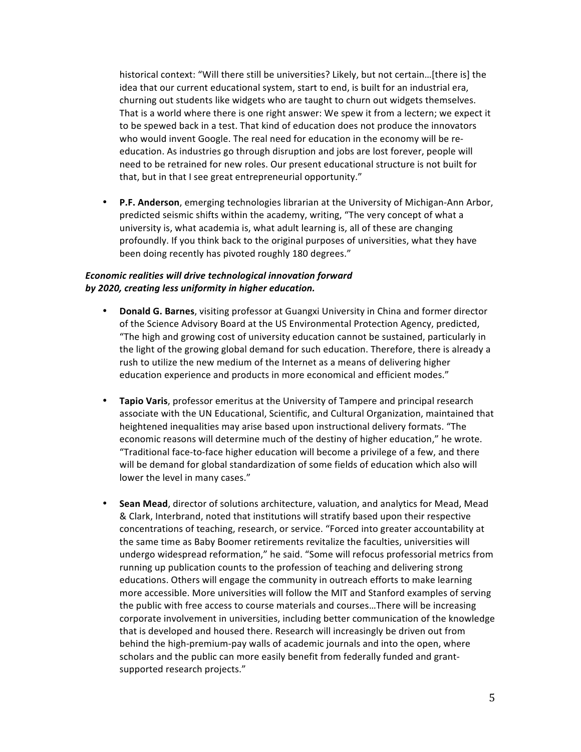historical context: "Will there still be universities? Likely, but not certain…[there is] the idea that our current educational system, start to end, is built for an industrial era, churning out students like widgets who are taught to churn out widgets themselves. That is a world where there is one right answer: We spew it from a lectern; we expect it to be spewed back in a test. That kind of education does not produce the innovators who would invent Google. The real need for education in the economy will be re-education. As industries go through disruption and jobs are lost forever, people will need to be retrained for new roles. Our present educational structure is not built for that, but in that I see great entrepreneurial opportunity."

- **P.F. Anderson**, emerging technologies librarian at the University of Michigan-Ann Arbor, predicted seismic shifts within the academy, writing, "The very concept of what a university is, what academia is, what adult learning is, all of these are changing profoundly. If you think back to the original purposes of universities, what they have been doing recently has pivoted roughly 180 degrees."

***Economic realities will drive technological innovation forward by 2020, creating less uniformity in higher education.***

- **Donald G. Barnes**, visiting professor at Guangxi University in China and former director of the Science Advisory Board at the US Environmental Protection Agency, predicted, "The high and growing cost of university education cannot be sustained, particularly in the light of the growing global demand for such education. Therefore, there is already a rush to utilize the new medium of the Internet as a means of delivering higher education experience and products in more economical and efficient modes."

- **Tapio Varis**, professor emeritus at the University of Tampere and principal research associate with the UN Educational, Scientific, and Cultural Organization, maintained that heightened inequalities may arise based upon instructional delivery formats. "The economic reasons will determine much of the destiny of higher education," he wrote. "Traditional face-to-face higher education will become a privilege of a few, and there will be demand for global standardization of some fields of education which also will lower the level in many cases."

- **Sean Mead**, director of solutions architecture, valuation, and analytics for Mead, Mead & Clark, Interbrand, noted that institutions will stratify based upon their respective concentrations of teaching, research, or service. "Forced into greater accountability at the same time as Baby Boomer retirements revitalize the faculties, universities will undergo widespread reformation," he said. "Some will refocus professorial metrics from running up publication counts to the profession of teaching and delivering strong educations. Others will engage the community in outreach efforts to make learning more accessible. More universities will follow the MIT and Stanford examples of serving the public with free access to course materials and courses…There will be increasing corporate involvement in universities, including better communication of the knowledge that is developed and housed there. Research will increasingly be driven out from behind the high-premium-pay walls of academic journals and into the open, where scholars and the public can more easily benefit from federally funded and grant-supported research projects."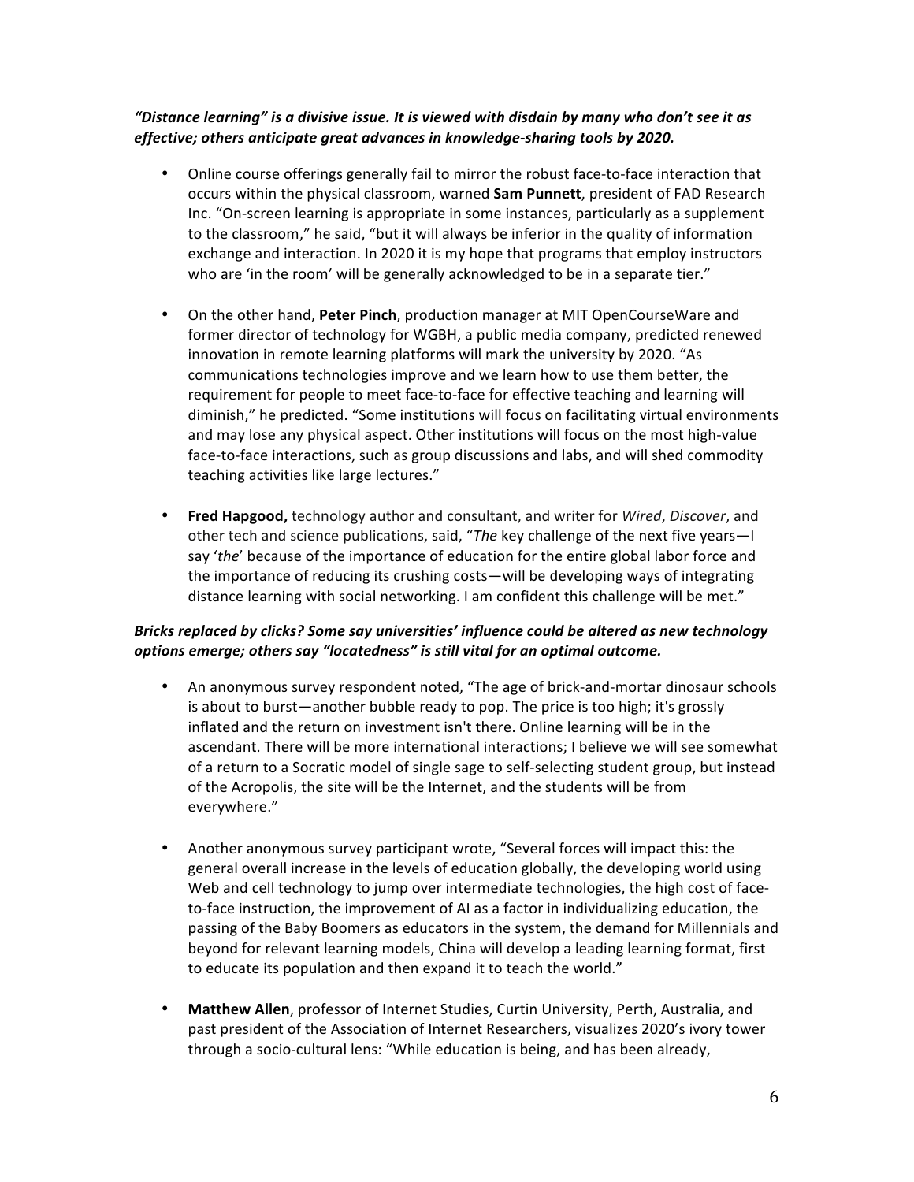***"Distance learning" is a divisive issue. It is viewed with disdain by many who don't see it as effective; others anticipate great advances in knowledge-sharing tools by 2020.***

- Online course offerings generally fail to mirror the robust face-to-face interaction that occurs within the physical classroom, warned **Sam Punnett**, president of FAD Research Inc. "On-screen learning is appropriate in some instances, particularly as a supplement to the classroom," he said, "but it will always be inferior in the quality of information exchange and interaction. In 2020 it is my hope that programs that employ instructors who are 'in the room' will be generally acknowledged to be in a separate tier."

- On the other hand, **Peter Pinch**, production manager at MIT OpenCourseWare and former director of technology for WGBH, a public media company, predicted renewed innovation in remote learning platforms will mark the university by 2020. "As communications technologies improve and we learn how to use them better, the requirement for people to meet face-to-face for effective teaching and learning will diminish," he predicted. "Some institutions will focus on facilitating virtual environments and may lose any physical aspect. Other institutions will focus on the most high-value face-to-face interactions, such as group discussions and labs, and will shed commodity teaching activities like large lectures."

- **Fred Hapgood,** technology author and consultant, and writer for *Wired*, *Discover*, and other tech and science publications, said, "*The* key challenge of the next five years—I say '*the*' because of the importance of education for the entire global labor force and the importance of reducing its crushing costs—will be developing ways of integrating distance learning with social networking. I am confident this challenge will be met."

***Bricks replaced by clicks? Some say universities' influence could be altered as new technology options emerge; others say "locatedness" is still vital for an optimal outcome.***

- An anonymous survey respondent noted, "The age of brick-and-mortar dinosaur schools is about to burst—another bubble ready to pop. The price is too high; it's grossly inflated and the return on investment isn't there. Online learning will be in the ascendant. There will be more international interactions; I believe we will see somewhat of a return to a Socratic model of single sage to self-selecting student group, but instead of the Acropolis, the site will be the Internet, and the students will be from everywhere."

- Another anonymous survey participant wrote, "Several forces will impact this: the general overall increase in the levels of education globally, the developing world using Web and cell technology to jump over intermediate technologies, the high cost of face-to-face instruction, the improvement of AI as a factor in individualizing education, the passing of the Baby Boomers as educators in the system, the demand for Millennials and beyond for relevant learning models, China will develop a leading learning format, first to educate its population and then expand it to teach the world."

- **Matthew Allen**, professor of Internet Studies, Curtin University, Perth, Australia, and past president of the Association of Internet Researchers, visualizes 2020's ivory tower through a socio-cultural lens: "While education is being, and has been already,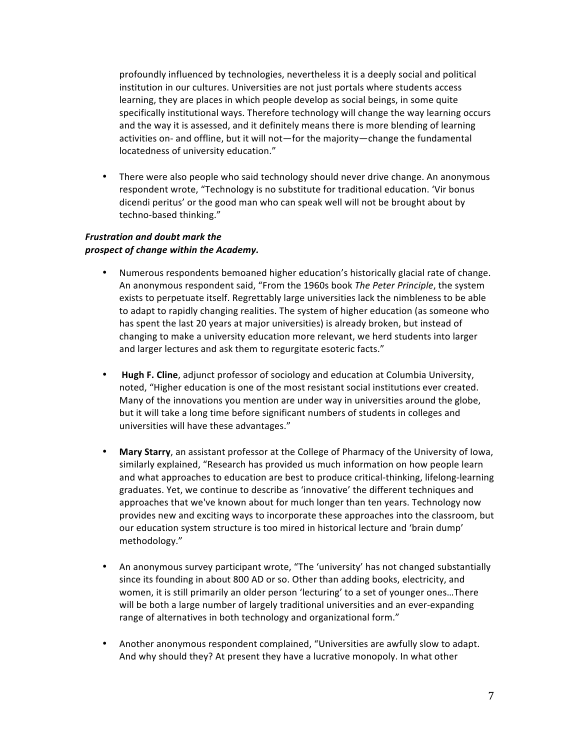profoundly influenced by technologies, nevertheless it is a deeply social and political institution in our cultures. Universities are not just portals where students access learning, they are places in which people develop as social beings, in some quite specifically institutional ways. Therefore technology will change the way learning occurs and the way it is assessed, and it definitely means there is more blending of learning activities on- and offline, but it will not—for the majority—change the fundamental locatedness of university education."

- There were also people who said technology should never drive change. An anonymous respondent wrote, "Technology is no substitute for traditional education. 'Vir bonus dicendi peritus' or the good man who can speak well will not be brought about by techno-based thinking."

***Frustration and doubt mark the prospect of change within the Academy.***

- Numerous respondents bemoaned higher education's historically glacial rate of change. An anonymous respondent said, "From the 1960s book *The Peter Principle*, the system exists to perpetuate itself. Regrettably large universities lack the nimbleness to be able to adapt to rapidly changing realities. The system of higher education (as someone who has spent the last 20 years at major universities) is already broken, but instead of changing to make a university education more relevant, we herd students into larger and larger lectures and ask them to regurgitate esoteric facts."

- **Hugh F. Cline**, adjunct professor of sociology and education at Columbia University, noted, "Higher education is one of the most resistant social institutions ever created. Many of the innovations you mention are under way in universities around the globe, but it will take a long time before significant numbers of students in colleges and universities will have these advantages."

- **Mary Starry**, an assistant professor at the College of Pharmacy of the University of Iowa, similarly explained, "Research has provided us much information on how people learn and what approaches to education are best to produce critical-thinking, lifelong-learning graduates. Yet, we continue to describe as 'innovative' the different techniques and approaches that we've known about for much longer than ten years. Technology now provides new and exciting ways to incorporate these approaches into the classroom, but our education system structure is too mired in historical lecture and 'brain dump' methodology."

- An anonymous survey participant wrote, "The 'university' has not changed substantially since its founding in about 800 AD or so. Other than adding books, electricity, and women, it is still primarily an older person 'lecturing' to a set of younger ones…There will be both a large number of largely traditional universities and an ever-expanding range of alternatives in both technology and organizational form."

- Another anonymous respondent complained, "Universities are awfully slow to adapt. And why should they? At present they have a lucrative monopoly. In what other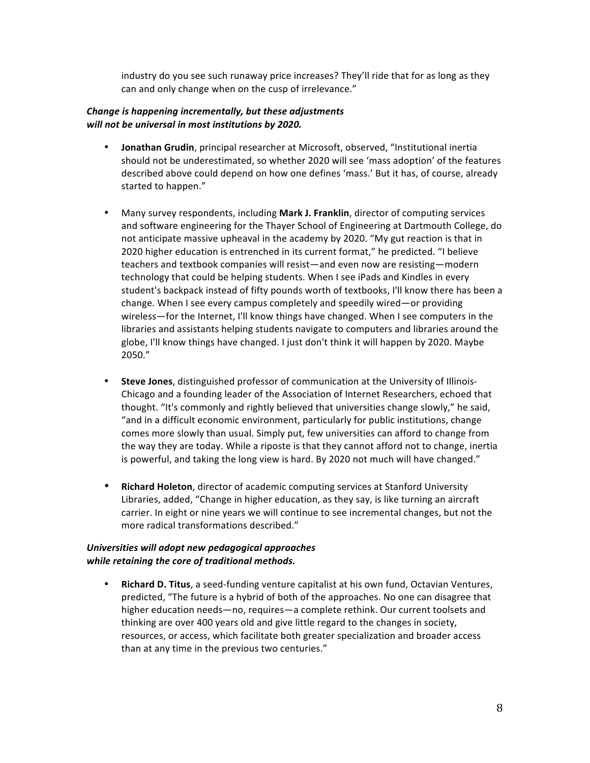industry do you see such runaway price increases? They'll ride that for as long as they can and only change when on the cusp of irrelevance."

***Change is happening incrementally, but these adjustments will not be universal in most institutions by 2020.***

- **Jonathan Grudin**, principal researcher at Microsoft, observed, "Institutional inertia should not be underestimated, so whether 2020 will see 'mass adoption' of the features described above could depend on how one defines 'mass.' But it has, of course, already started to happen."

- Many survey respondents, including **Mark J. Franklin**, director of computing services and software engineering for the Thayer School of Engineering at Dartmouth College, do not anticipate massive upheaval in the academy by 2020. "My gut reaction is that in 2020 higher education is entrenched in its current format," he predicted. "I believe teachers and textbook companies will resist—and even now are resisting—modern technology that could be helping students. When I see iPads and Kindles in every student's backpack instead of fifty pounds worth of textbooks, I'll know there has been a change. When I see every campus completely and speedily wired—or providing wireless—for the Internet, I'll know things have changed. When I see computers in the libraries and assistants helping students navigate to computers and libraries around the globe, I'll know things have changed. I just don't think it will happen by 2020. Maybe 2050."

- **Steve Jones**, distinguished professor of communication at the University of Illinois-Chicago and a founding leader of the Association of Internet Researchers, echoed that thought. "It's commonly and rightly believed that universities change slowly," he said, "and in a difficult economic environment, particularly for public institutions, change comes more slowly than usual. Simply put, few universities can afford to change from the way they are today. While a riposte is that they cannot afford not to change, inertia is powerful, and taking the long view is hard. By 2020 not much will have changed."

- **Richard Holeton**, director of academic computing services at Stanford University Libraries, added, "Change in higher education, as they say, is like turning an aircraft carrier. In eight or nine years we will continue to see incremental changes, but not the more radical transformations described."

***Universities will adopt new pedagogical approaches while retaining the core of traditional methods.***

- **Richard D. Titus**, a seed-funding venture capitalist at his own fund, Octavian Ventures, predicted, "The future is a hybrid of both of the approaches. No one can disagree that higher education needs—no, requires—a complete rethink. Our current toolsets and thinking are over 400 years old and give little regard to the changes in society, resources, or access, which facilitate both greater specialization and broader access than at any time in the previous two centuries."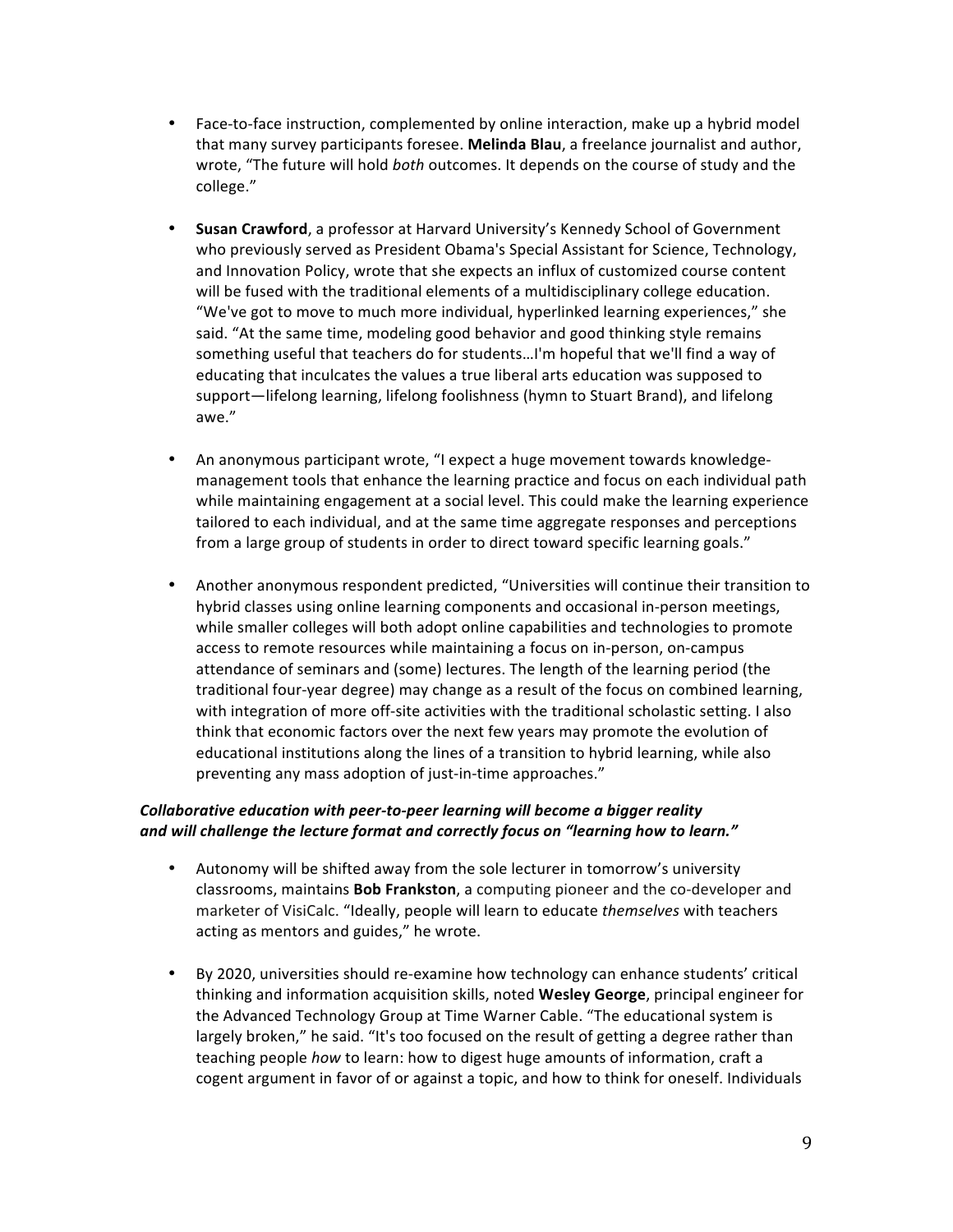- Face-to-face instruction, complemented by online interaction, make up a hybrid model that many survey participants foresee. **Melinda Blau**, a freelance journalist and author, wrote, "The future will hold *both* outcomes. It depends on the course of study and the college."

- **Susan Crawford**, a professor at Harvard University's Kennedy School of Government who previously served as President Obama's Special Assistant for Science, Technology, and Innovation Policy, wrote that she expects an influx of customized course content will be fused with the traditional elements of a multidisciplinary college education. "We've got to move to much more individual, hyperlinked learning experiences," she said. "At the same time, modeling good behavior and good thinking style remains something useful that teachers do for students…I'm hopeful that we'll find a way of educating that inculcates the values a true liberal arts education was supposed to support—lifelong learning, lifelong foolishness (hymn to Stuart Brand), and lifelong awe."

- An anonymous participant wrote, "I expect a huge movement towards knowledge-management tools that enhance the learning practice and focus on each individual path while maintaining engagement at a social level. This could make the learning experience tailored to each individual, and at the same time aggregate responses and perceptions from a large group of students in order to direct toward specific learning goals."

- Another anonymous respondent predicted, "Universities will continue their transition to hybrid classes using online learning components and occasional in-person meetings, while smaller colleges will both adopt online capabilities and technologies to promote access to remote resources while maintaining a focus on in-person, on-campus attendance of seminars and (some) lectures. The length of the learning period (the traditional four-year degree) may change as a result of the focus on combined learning, with integration of more off-site activities with the traditional scholastic setting. I also think that economic factors over the next few years may promote the evolution of educational institutions along the lines of a transition to hybrid learning, while also preventing any mass adoption of just-in-time approaches."

***Collaborative education with peer-to-peer learning will become a bigger reality and will challenge the lecture format and correctly focus on "learning how to learn."***

- Autonomy will be shifted away from the sole lecturer in tomorrow's university classrooms, maintains **Bob Frankston**, a computing pioneer and the co-developer and marketer of VisiCalc. "Ideally, people will learn to educate *themselves* with teachers acting as mentors and guides," he wrote.

- By 2020, universities should re-examine how technology can enhance students' critical thinking and information acquisition skills, noted **Wesley George**, principal engineer for the Advanced Technology Group at Time Warner Cable. "The educational system is largely broken," he said. "It's too focused on the result of getting a degree rather than teaching people *how* to learn: how to digest huge amounts of information, craft a cogent argument in favor of or against a topic, and how to think for oneself. Individuals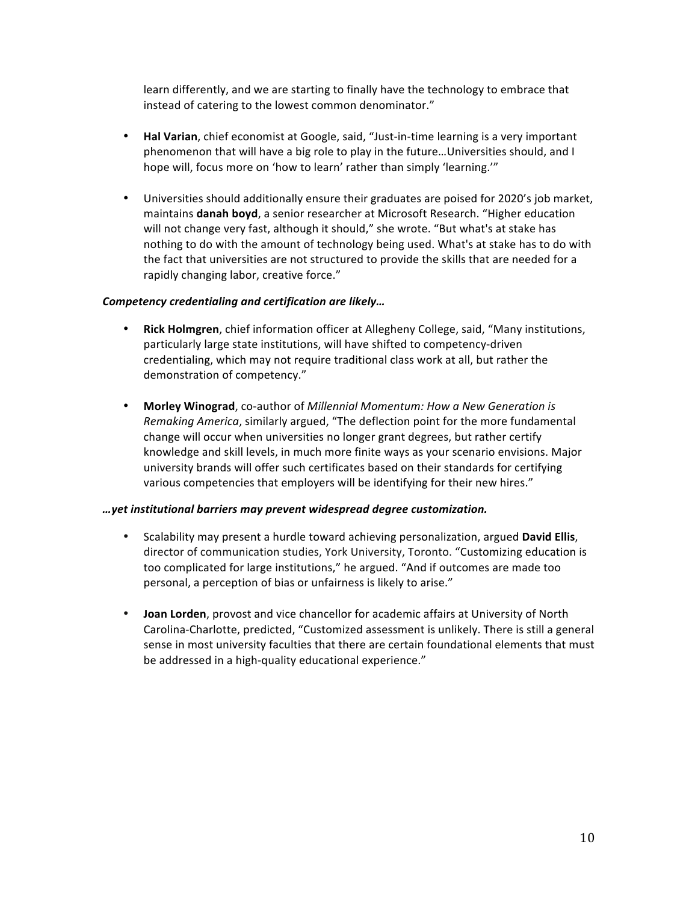learn differently, and we are starting to finally have the technology to embrace that instead of catering to the lowest common denominator."

- **Hal Varian**, chief economist at Google, said, "Just-in-time learning is a very important phenomenon that will have a big role to play in the future…Universities should, and I hope will, focus more on 'how to learn' rather than simply 'learning.'"

- Universities should additionally ensure their graduates are poised for 2020's job market, maintains **danah boyd**, a senior researcher at Microsoft Research. "Higher education will not change very fast, although it should," she wrote. "But what's at stake has nothing to do with the amount of technology being used. What's at stake has to do with the fact that universities are not structured to provide the skills that are needed for a rapidly changing labor, creative force."

***Competency credentialing and certification are likely…***

- **Rick Holmgren**, chief information officer at Allegheny College, said, "Many institutions, particularly large state institutions, will have shifted to competency-driven credentialing, which may not require traditional class work at all, but rather the demonstration of competency."

- **Morley Winograd**, co-author of *Millennial Momentum: How a New Generation is Remaking America*, similarly argued, "The deflection point for the more fundamental change will occur when universities no longer grant degrees, but rather certify knowledge and skill levels, in much more finite ways as your scenario envisions. Major university brands will offer such certificates based on their standards for certifying various competencies that employers will be identifying for their new hires."

***…yet institutional barriers may prevent widespread degree customization.***

- Scalability may present a hurdle toward achieving personalization, argued **David Ellis**, director of communication studies, York University, Toronto. "Customizing education is too complicated for large institutions," he argued. "And if outcomes are made too personal, a perception of bias or unfairness is likely to arise."

- **Joan Lorden**, provost and vice chancellor for academic affairs at University of North Carolina-Charlotte, predicted, "Customized assessment is unlikely. There is still a general sense in most university faculties that there are certain foundational elements that must be addressed in a high-quality educational experience."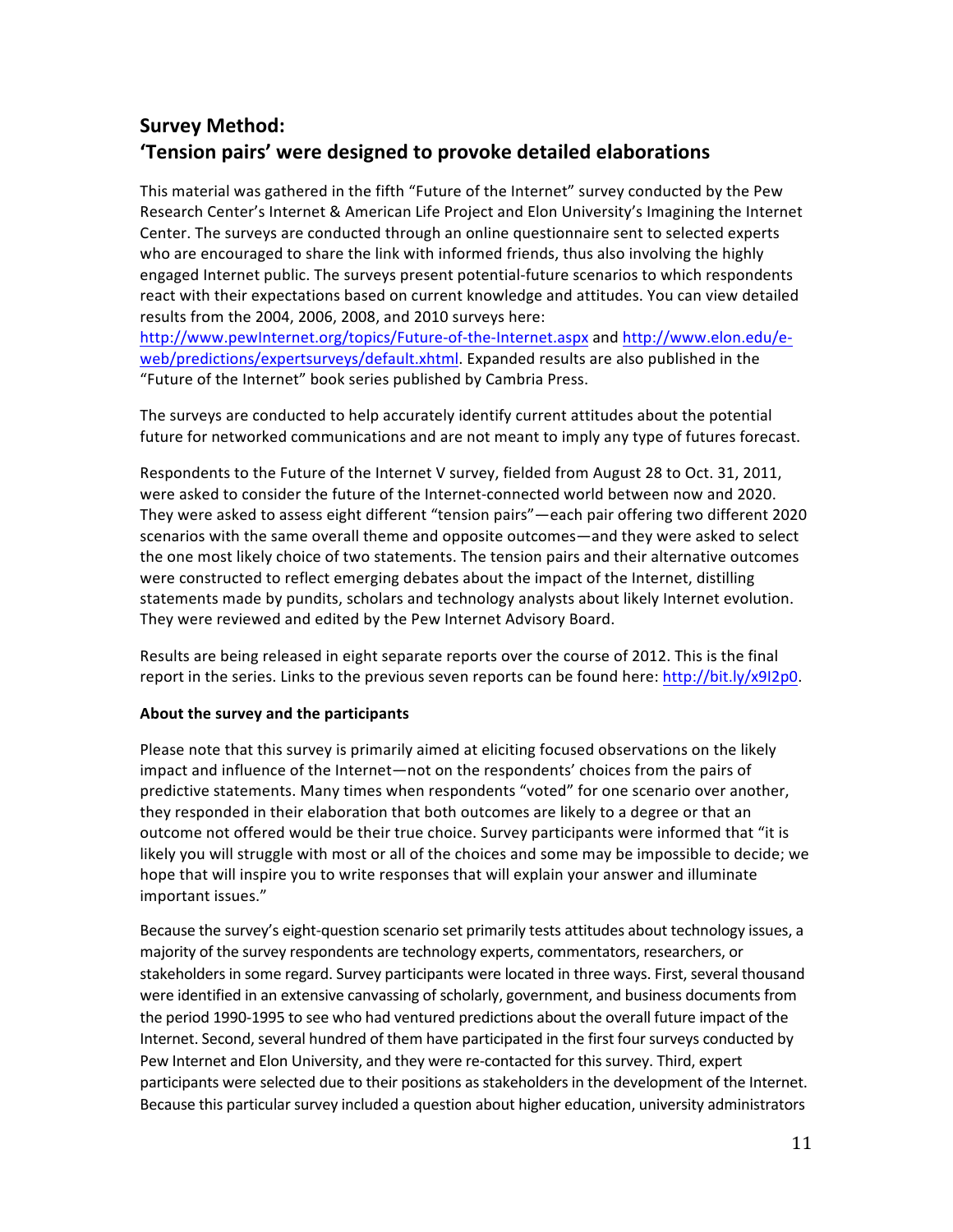## Survey Method:
## 'Tension pairs' were designed to provoke detailed elaborations

This material was gathered in the fifth "Future of the Internet" survey conducted by the Pew Research Center's Internet & American Life Project and Elon University's Imagining the Internet Center. The surveys are conducted through an online questionnaire sent to selected experts who are encouraged to share the link with informed friends, thus also involving the highly engaged Internet public. The surveys present potential-future scenarios to which respondents react with their expectations based on current knowledge and attitudes. You can view detailed results from the 2004, 2006, 2008, and 2010 surveys here: http://www.pewInternet.org/topics/Future-of-the-Internet.aspx and http://www.elon.edu/e-web/predictions/expertsurveys/default.xhtml. Expanded results are also published in the "Future of the Internet" book series published by Cambria Press.

The surveys are conducted to help accurately identify current attitudes about the potential future for networked communications and are not meant to imply any type of futures forecast.

Respondents to the Future of the Internet V survey, fielded from August 28 to Oct. 31, 2011, were asked to consider the future of the Internet-connected world between now and 2020. They were asked to assess eight different "tension pairs"—each pair offering two different 2020 scenarios with the same overall theme and opposite outcomes—and they were asked to select the one most likely choice of two statements. The tension pairs and their alternative outcomes were constructed to reflect emerging debates about the impact of the Internet, distilling statements made by pundits, scholars and technology analysts about likely Internet evolution. They were reviewed and edited by the Pew Internet Advisory Board.

Results are being released in eight separate reports over the course of 2012. This is the final report in the series. Links to the previous seven reports can be found here: http://bit.ly/x9I2p0.

**About the survey and the participants**

Please note that this survey is primarily aimed at eliciting focused observations on the likely impact and influence of the Internet—not on the respondents' choices from the pairs of predictive statements. Many times when respondents "voted" for one scenario over another, they responded in their elaboration that both outcomes are likely to a degree or that an outcome not offered would be their true choice. Survey participants were informed that "it is likely you will struggle with most or all of the choices and some may be impossible to decide; we hope that will inspire you to write responses that will explain your answer and illuminate important issues."

Because the survey's eight-question scenario set primarily tests attitudes about technology issues, a majority of the survey respondents are technology experts, commentators, researchers, or stakeholders in some regard. Survey participants were located in three ways. First, several thousand were identified in an extensive canvassing of scholarly, government, and business documents from the period 1990-1995 to see who had ventured predictions about the overall future impact of the Internet. Second, several hundred of them have participated in the first four surveys conducted by Pew Internet and Elon University, and they were re-contacted for this survey. Third, expert participants were selected due to their positions as stakeholders in the development of the Internet. Because this particular survey included a question about higher education, university administrators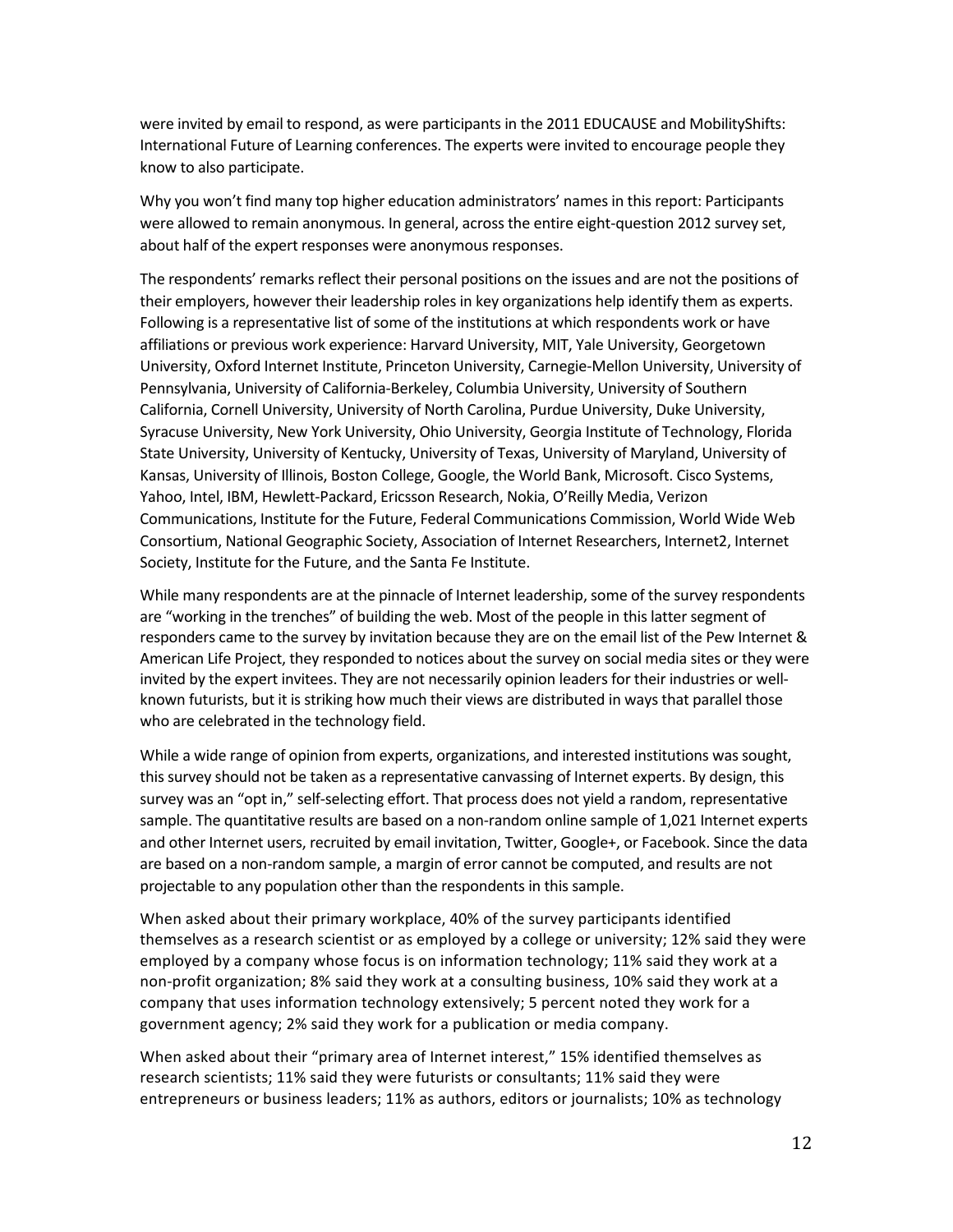were invited by email to respond, as were participants in the 2011 EDUCAUSE and MobilityShifts: International Future of Learning conferences. The experts were invited to encourage people they know to also participate.

Why you won't find many top higher education administrators' names in this report: Participants were allowed to remain anonymous. In general, across the entire eight-question 2012 survey set, about half of the expert responses were anonymous responses.

The respondents' remarks reflect their personal positions on the issues and are not the positions of their employers, however their leadership roles in key organizations help identify them as experts. Following is a representative list of some of the institutions at which respondents work or have affiliations or previous work experience: Harvard University, MIT, Yale University, Georgetown University, Oxford Internet Institute, Princeton University, Carnegie-Mellon University, University of Pennsylvania, University of California-Berkeley, Columbia University, University of Southern California, Cornell University, University of North Carolina, Purdue University, Duke University, Syracuse University, New York University, Ohio University, Georgia Institute of Technology, Florida State University, University of Kentucky, University of Texas, University of Maryland, University of Kansas, University of Illinois, Boston College, Google, the World Bank, Microsoft. Cisco Systems, Yahoo, Intel, IBM, Hewlett-Packard, Ericsson Research, Nokia, O'Reilly Media, Verizon Communications, Institute for the Future, Federal Communications Commission, World Wide Web Consortium, National Geographic Society, Association of Internet Researchers, Internet2, Internet Society, Institute for the Future, and the Santa Fe Institute.

While many respondents are at the pinnacle of Internet leadership, some of the survey respondents are "working in the trenches" of building the web. Most of the people in this latter segment of responders came to the survey by invitation because they are on the email list of the Pew Internet & American Life Project, they responded to notices about the survey on social media sites or they were invited by the expert invitees. They are not necessarily opinion leaders for their industries or well-known futurists, but it is striking how much their views are distributed in ways that parallel those who are celebrated in the technology field.

While a wide range of opinion from experts, organizations, and interested institutions was sought, this survey should not be taken as a representative canvassing of Internet experts. By design, this survey was an "opt in," self-selecting effort. That process does not yield a random, representative sample. The quantitative results are based on a non-random online sample of 1,021 Internet experts and other Internet users, recruited by email invitation, Twitter, Google+, or Facebook. Since the data are based on a non-random sample, a margin of error cannot be computed, and results are not projectable to any population other than the respondents in this sample.

When asked about their primary workplace, 40% of the survey participants identified themselves as a research scientist or as employed by a college or university; 12% said they were employed by a company whose focus is on information technology; 11% said they work at a non-profit organization; 8% said they work at a consulting business, 10% said they work at a company that uses information technology extensively; 5 percent noted they work for a government agency; 2% said they work for a publication or media company.

When asked about their "primary area of Internet interest," 15% identified themselves as research scientists; 11% said they were futurists or consultants; 11% said they were entrepreneurs or business leaders; 11% as authors, editors or journalists; 10% as technology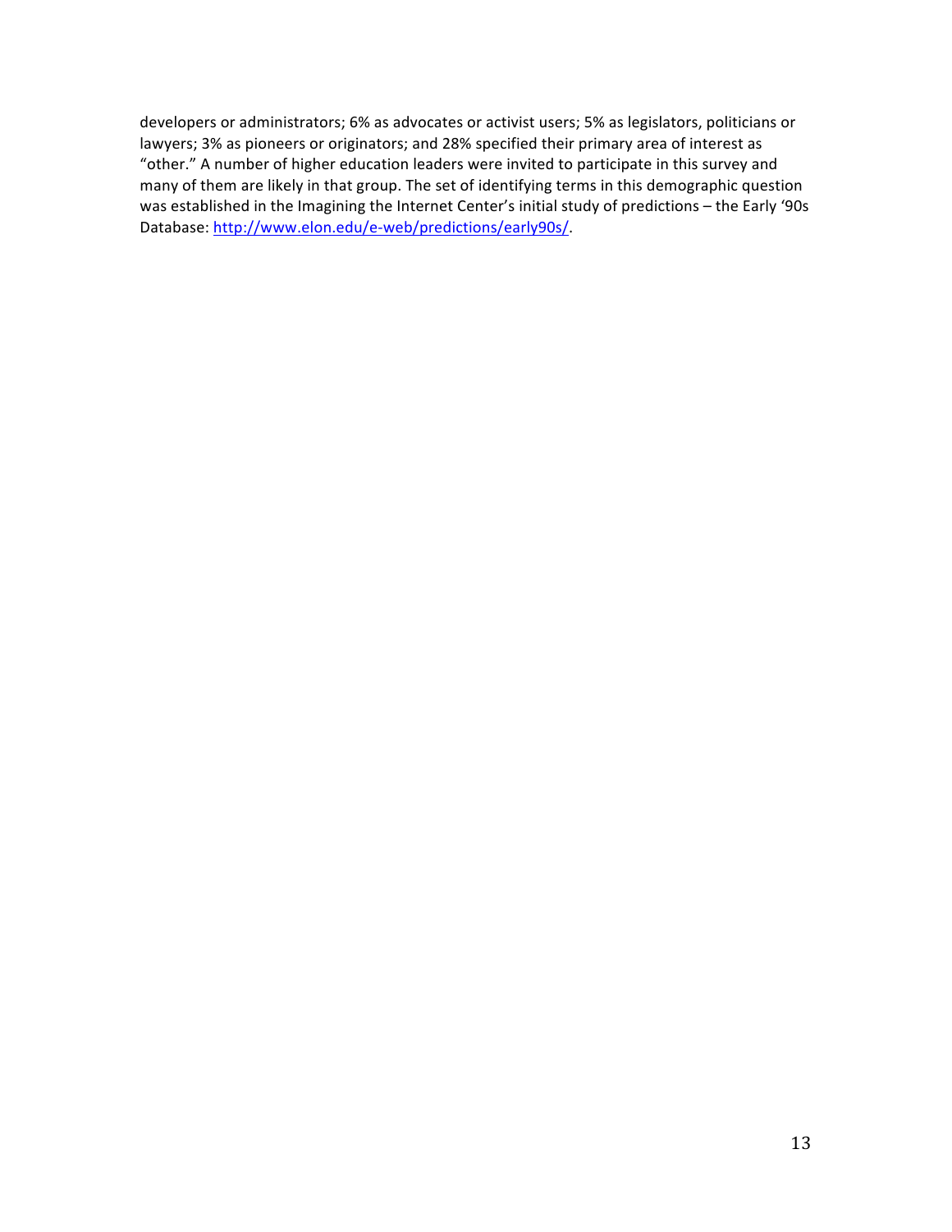developers or administrators; 6% as advocates or activist users; 5% as legislators, politicians or lawyers; 3% as pioneers or originators; and 28% specified their primary area of interest as "other." A number of higher education leaders were invited to participate in this survey and many of them are likely in that group. The set of identifying terms in this demographic question was established in the Imagining the Internet Center's initial study of predictions – the Early '90s Database: http://www.elon.edu/e-web/predictions/early90s/.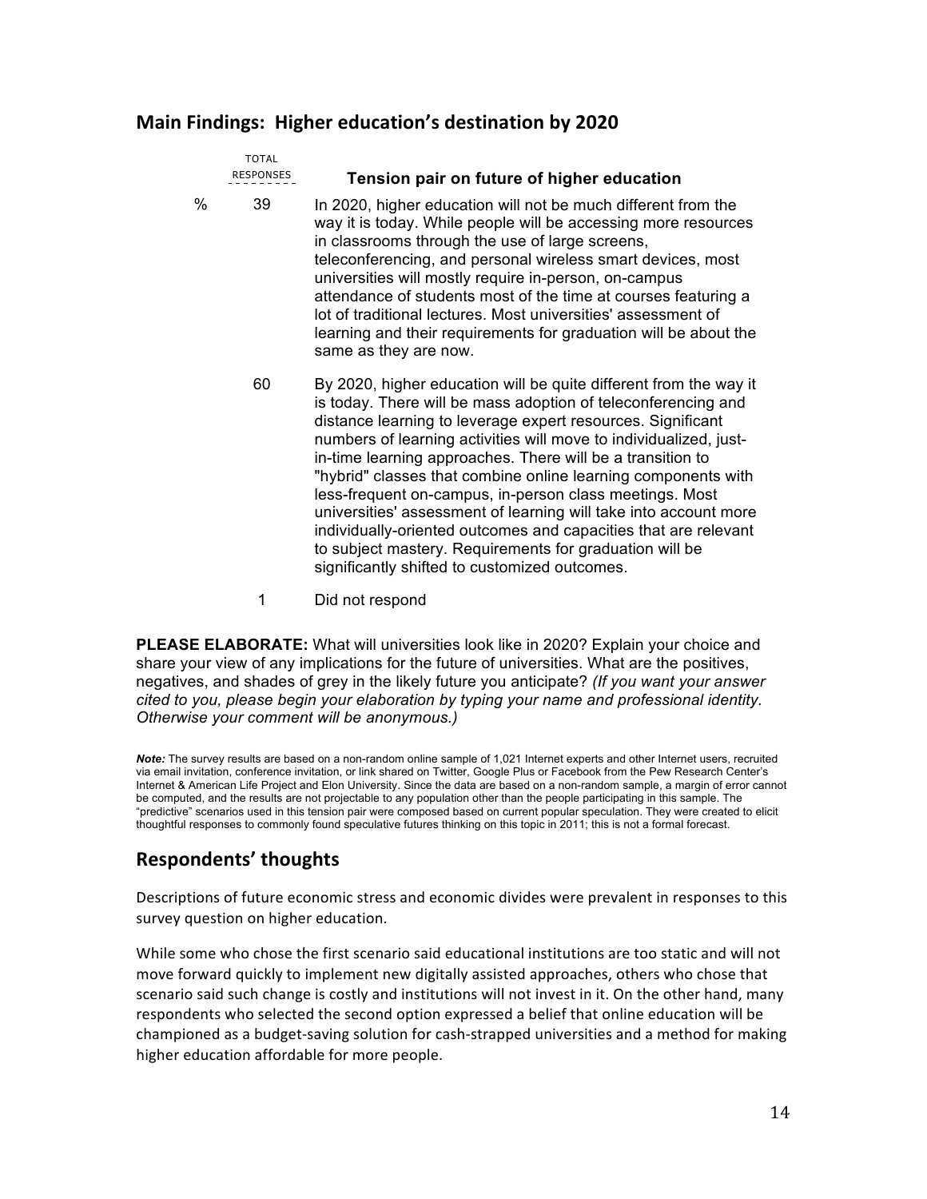## Main Findings: Higher education's destination by 2020

| % | TOTAL RESPONSES | Tension pair on future of higher education |
|---|---|---|
| | 39 | In 2020, higher education will not be much different from the way it is today. While people will be accessing more resources in classrooms through the use of large screens, teleconferencing, and personal wireless smart devices, most universities will mostly require in-person, on-campus attendance of students most of the time at courses featuring a lot of traditional lectures. Most universities' assessment of learning and their requirements for graduation will be about the same as they are now. |
| | 60 | By 2020, higher education will be quite different from the way it is today. There will be mass adoption of teleconferencing and distance learning to leverage expert resources. Significant numbers of learning activities will move to individualized, just-in-time learning approaches. There will be a transition to "hybrid" classes that combine online learning components with less-frequent on-campus, in-person class meetings. Most universities' assessment of learning will take into account more individually-oriented outcomes and capacities that are relevant to subject mastery. Requirements for graduation will be significantly shifted to customized outcomes. |
| | 1 | Did not respond |

**PLEASE ELABORATE:** What will universities look like in 2020? Explain your choice and share your view of any implications for the future of universities. What are the positives, negatives, and shades of grey in the likely future you anticipate? *(If you want your answer cited to you, please begin your elaboration by typing your name and professional identity. Otherwise your comment will be anonymous.)*

***Note:*** The survey results are based on a non-random online sample of 1,021 Internet experts and other Internet users, recruited via email invitation, conference invitation, or link shared on Twitter, Google Plus or Facebook from the Pew Research Center's Internet & American Life Project and Elon University. Since the data are based on a non-random sample, a margin of error cannot be computed, and the results are not projectable to any population other than the people participating in this sample. The "predictive" scenarios used in this tension pair were composed based on current popular speculation. They were created to elicit thoughtful responses to commonly found speculative futures thinking on this topic in 2011; this is not a formal forecast.

## Respondents' thoughts

Descriptions of future economic stress and economic divides were prevalent in responses to this survey question on higher education.

While some who chose the first scenario said educational institutions are too static and will not move forward quickly to implement new digitally assisted approaches, others who chose that scenario said such change is costly and institutions will not invest in it. On the other hand, many respondents who selected the second option expressed a belief that online education will be championed as a budget-saving solution for cash-strapped universities and a method for making higher education affordable for more people.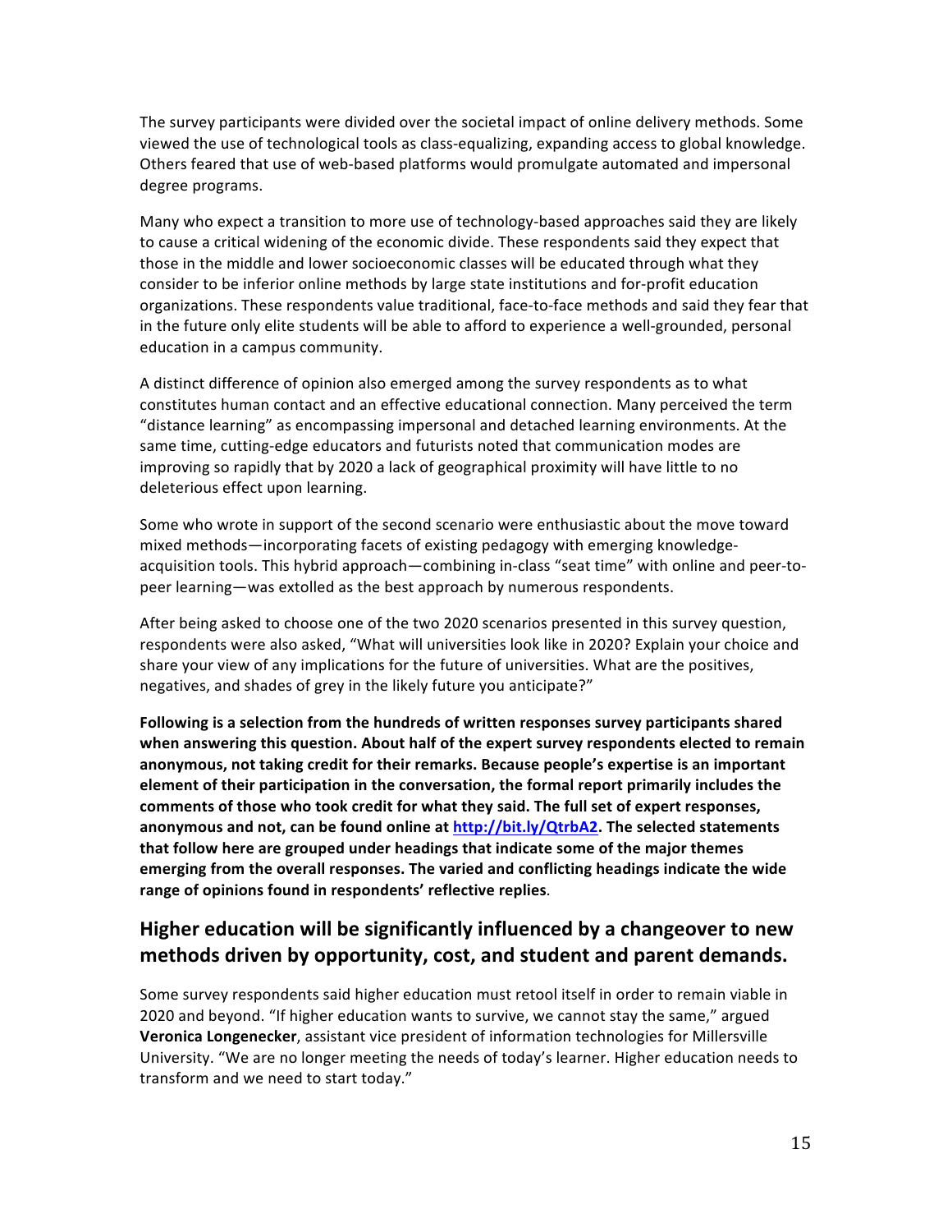The survey participants were divided over the societal impact of online delivery methods. Some viewed the use of technological tools as class-equalizing, expanding access to global knowledge. Others feared that use of web-based platforms would promulgate automated and impersonal degree programs.

Many who expect a transition to more use of technology-based approaches said they are likely to cause a critical widening of the economic divide. These respondents said they expect that those in the middle and lower socioeconomic classes will be educated through what they consider to be inferior online methods by large state institutions and for-profit education organizations. These respondents value traditional, face-to-face methods and said they fear that in the future only elite students will be able to afford to experience a well-grounded, personal education in a campus community.

A distinct difference of opinion also emerged among the survey respondents as to what constitutes human contact and an effective educational connection. Many perceived the term "distance learning" as encompassing impersonal and detached learning environments. At the same time, cutting-edge educators and futurists noted that communication modes are improving so rapidly that by 2020 a lack of geographical proximity will have little to no deleterious effect upon learning.

Some who wrote in support of the second scenario were enthusiastic about the move toward mixed methods—incorporating facets of existing pedagogy with emerging knowledge-acquisition tools. This hybrid approach—combining in-class "seat time" with online and peer-to-peer learning—was extolled as the best approach by numerous respondents.

After being asked to choose one of the two 2020 scenarios presented in this survey question, respondents were also asked, "What will universities look like in 2020? Explain your choice and share your view of any implications for the future of universities. What are the positives, negatives, and shades of grey in the likely future you anticipate?"

**Following is a selection from the hundreds of written responses survey participants shared when answering this question. About half of the expert survey respondents elected to remain anonymous, not taking credit for their remarks. Because people's expertise is an important element of their participation in the conversation, the formal report primarily includes the comments of those who took credit for what they said. The full set of expert responses, anonymous and not, can be found online at [http://bit.ly/QtrbA2](http://bit.ly/QtrbA2). The selected statements that follow here are grouped under headings that indicate some of the major themes emerging from the overall responses. The varied and conflicting headings indicate the wide range of opinions found in respondents' reflective replies**.

## Higher education will be significantly influenced by a changeover to new methods driven by opportunity, cost, and student and parent demands.

Some survey respondents said higher education must retool itself in order to remain viable in 2020 and beyond. "If higher education wants to survive, we cannot stay the same," argued **Veronica Longenecker**, assistant vice president of information technologies for Millersville University. "We are no longer meeting the needs of today's learner. Higher education needs to transform and we need to start today."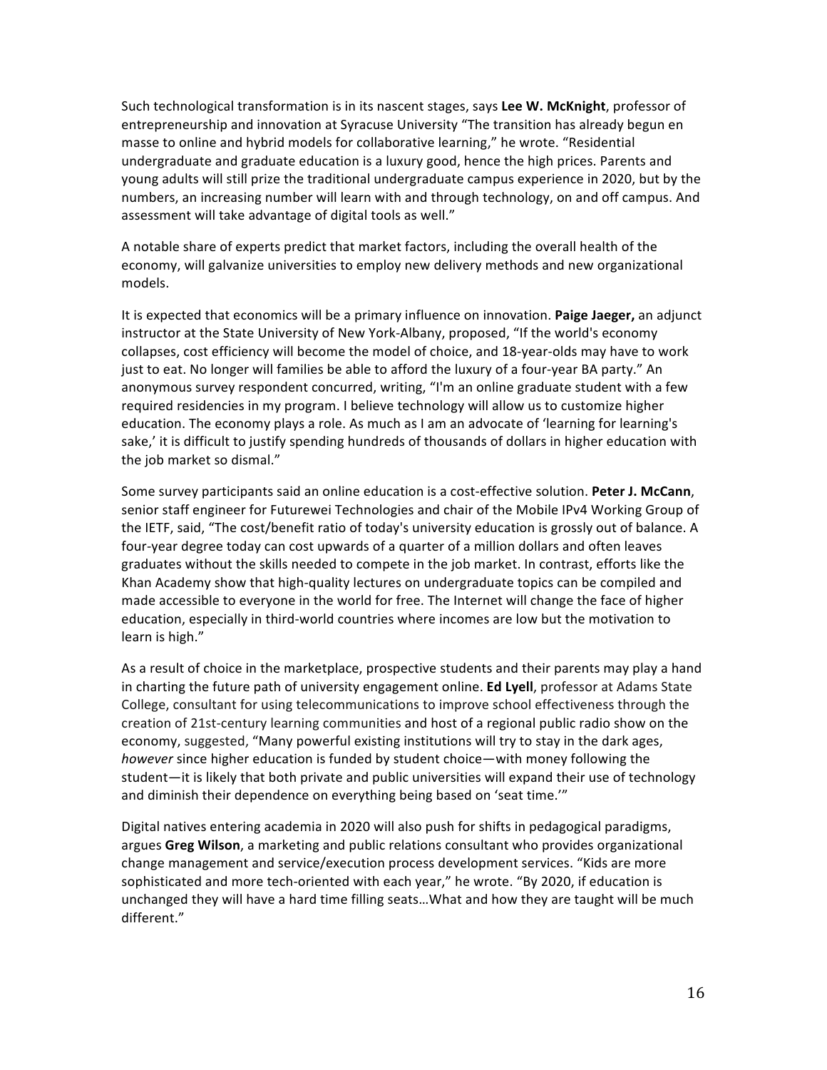Such technological transformation is in its nascent stages, says **Lee W. McKnight**, professor of entrepreneurship and innovation at Syracuse University "The transition has already begun en masse to online and hybrid models for collaborative learning," he wrote. "Residential undergraduate and graduate education is a luxury good, hence the high prices. Parents and young adults will still prize the traditional undergraduate campus experience in 2020, but by the numbers, an increasing number will learn with and through technology, on and off campus. And assessment will take advantage of digital tools as well."

A notable share of experts predict that market factors, including the overall health of the economy, will galvanize universities to employ new delivery methods and new organizational models.

It is expected that economics will be a primary influence on innovation. **Paige Jaeger,** an adjunct instructor at the State University of New York-Albany, proposed, "If the world's economy collapses, cost efficiency will become the model of choice, and 18-year-olds may have to work just to eat. No longer will families be able to afford the luxury of a four-year BA party." An anonymous survey respondent concurred, writing, "I'm an online graduate student with a few required residencies in my program. I believe technology will allow us to customize higher education. The economy plays a role. As much as I am an advocate of 'learning for learning's sake,' it is difficult to justify spending hundreds of thousands of dollars in higher education with the job market so dismal."

Some survey participants said an online education is a cost-effective solution. **Peter J. McCann**, senior staff engineer for Futurewei Technologies and chair of the Mobile IPv4 Working Group of the IETF, said, "The cost/benefit ratio of today's university education is grossly out of balance. A four-year degree today can cost upwards of a quarter of a million dollars and often leaves graduates without the skills needed to compete in the job market. In contrast, efforts like the Khan Academy show that high-quality lectures on undergraduate topics can be compiled and made accessible to everyone in the world for free. The Internet will change the face of higher education, especially in third-world countries where incomes are low but the motivation to learn is high."

As a result of choice in the marketplace, prospective students and their parents may play a hand in charting the future path of university engagement online. **Ed Lyell**, professor at Adams State College, consultant for using telecommunications to improve school effectiveness through the creation of 21st-century learning communities and host of a regional public radio show on the economy, suggested, "Many powerful existing institutions will try to stay in the dark ages, *however* since higher education is funded by student choice—with money following the student—it is likely that both private and public universities will expand their use of technology and diminish their dependence on everything being based on 'seat time.'"

Digital natives entering academia in 2020 will also push for shifts in pedagogical paradigms, argues **Greg Wilson**, a marketing and public relations consultant who provides organizational change management and service/execution process development services. "Kids are more sophisticated and more tech-oriented with each year," he wrote. "By 2020, if education is unchanged they will have a hard time filling seats…What and how they are taught will be much different."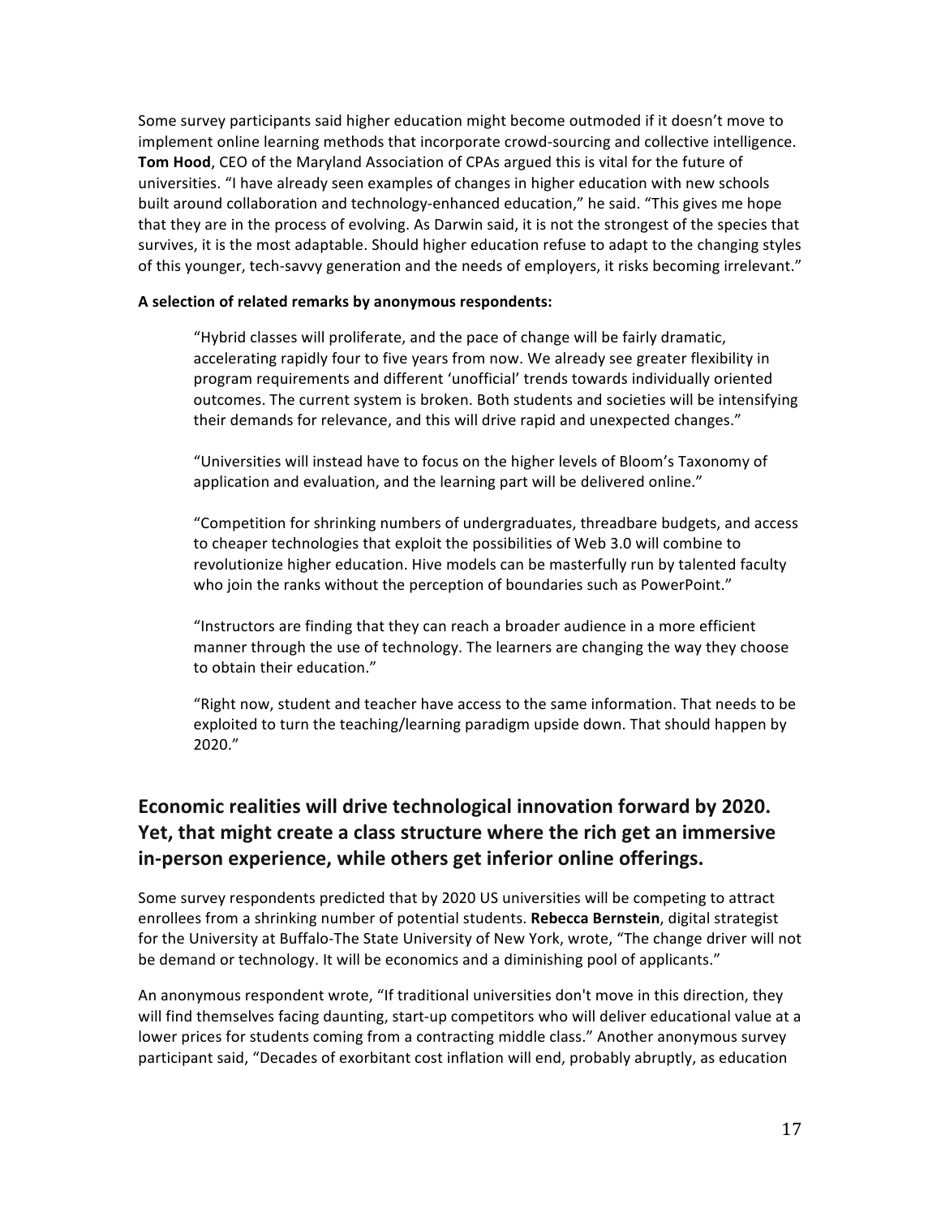Some survey participants said higher education might become outmoded if it doesn't move to implement online learning methods that incorporate crowd-sourcing and collective intelligence. **Tom Hood**, CEO of the Maryland Association of CPAs argued this is vital for the future of universities. "I have already seen examples of changes in higher education with new schools built around collaboration and technology-enhanced education," he said. "This gives me hope that they are in the process of evolving. As Darwin said, it is not the strongest of the species that survives, it is the most adaptable. Should higher education refuse to adapt to the changing styles of this younger, tech-savvy generation and the needs of employers, it risks becoming irrelevant."

**A selection of related remarks by anonymous respondents:**

> "Hybrid classes will proliferate, and the pace of change will be fairly dramatic, accelerating rapidly four to five years from now. We already see greater flexibility in program requirements and different 'unofficial' trends towards individually oriented outcomes. The current system is broken. Both students and societies will be intensifying their demands for relevance, and this will drive rapid and unexpected changes."
>
> "Universities will instead have to focus on the higher levels of Bloom's Taxonomy of application and evaluation, and the learning part will be delivered online."
>
> "Competition for shrinking numbers of undergraduates, threadbare budgets, and access to cheaper technologies that exploit the possibilities of Web 3.0 will combine to revolutionize higher education. Hive models can be masterfully run by talented faculty who join the ranks without the perception of boundaries such as PowerPoint."
>
> "Instructors are finding that they can reach a broader audience in a more efficient manner through the use of technology. The learners are changing the way they choose to obtain their education."
>
> "Right now, student and teacher have access to the same information. That needs to be exploited to turn the teaching/learning paradigm upside down. That should happen by 2020."

## Economic realities will drive technological innovation forward by 2020. Yet, that might create a class structure where the rich get an immersive in-person experience, while others get inferior online offerings.

Some survey respondents predicted that by 2020 US universities will be competing to attract enrollees from a shrinking number of potential students. **Rebecca Bernstein**, digital strategist for the University at Buffalo-The State University of New York, wrote, "The change driver will not be demand or technology. It will be economics and a diminishing pool of applicants."

An anonymous respondent wrote, "If traditional universities don't move in this direction, they will find themselves facing daunting, start-up competitors who will deliver educational value at a lower prices for students coming from a contracting middle class." Another anonymous survey participant said, "Decades of exorbitant cost inflation will end, probably abruptly, as education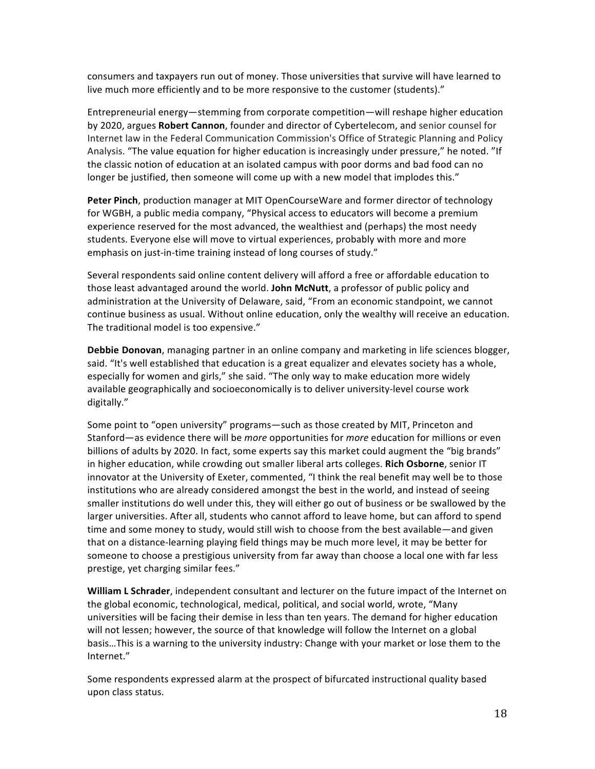consumers and taxpayers run out of money. Those universities that survive will have learned to live much more efficiently and to be more responsive to the customer (students)."

Entrepreneurial energy—stemming from corporate competition—will reshape higher education by 2020, argues **Robert Cannon**, founder and director of Cybertelecom, and senior counsel for Internet law in the Federal Communication Commission's Office of Strategic Planning and Policy Analysis. "The value equation for higher education is increasingly under pressure," he noted. "If the classic notion of education at an isolated campus with poor dorms and bad food can no longer be justified, then someone will come up with a new model that implodes this."

**Peter Pinch**, production manager at MIT OpenCourseWare and former director of technology for WGBH, a public media company, "Physical access to educators will become a premium experience reserved for the most advanced, the wealthiest and (perhaps) the most needy students. Everyone else will move to virtual experiences, probably with more and more emphasis on just-in-time training instead of long courses of study."

Several respondents said online content delivery will afford a free or affordable education to those least advantaged around the world. **John McNutt**, a professor of public policy and administration at the University of Delaware, said, "From an economic standpoint, we cannot continue business as usual. Without online education, only the wealthy will receive an education. The traditional model is too expensive."

**Debbie Donovan**, managing partner in an online company and marketing in life sciences blogger, said. "It's well established that education is a great equalizer and elevates society has a whole, especially for women and girls," she said. "The only way to make education more widely available geographically and socioeconomically is to deliver university-level course work digitally."

Some point to "open university" programs—such as those created by MIT, Princeton and Stanford—as evidence there will be *more* opportunities for *more* education for millions or even billions of adults by 2020. In fact, some experts say this market could augment the "big brands" in higher education, while crowding out smaller liberal arts colleges. **Rich Osborne**, senior IT innovator at the University of Exeter, commented, "I think the real benefit may well be to those institutions who are already considered amongst the best in the world, and instead of seeing smaller institutions do well under this, they will either go out of business or be swallowed by the larger universities. After all, students who cannot afford to leave home, but can afford to spend time and some money to study, would still wish to choose from the best available—and given that on a distance-learning playing field things may be much more level, it may be better for someone to choose a prestigious university from far away than choose a local one with far less prestige, yet charging similar fees."

**William L Schrader**, independent consultant and lecturer on the future impact of the Internet on the global economic, technological, medical, political, and social world, wrote, "Many universities will be facing their demise in less than ten years. The demand for higher education will not lessen; however, the source of that knowledge will follow the Internet on a global basis…This is a warning to the university industry: Change with your market or lose them to the Internet."

Some respondents expressed alarm at the prospect of bifurcated instructional quality based upon class status.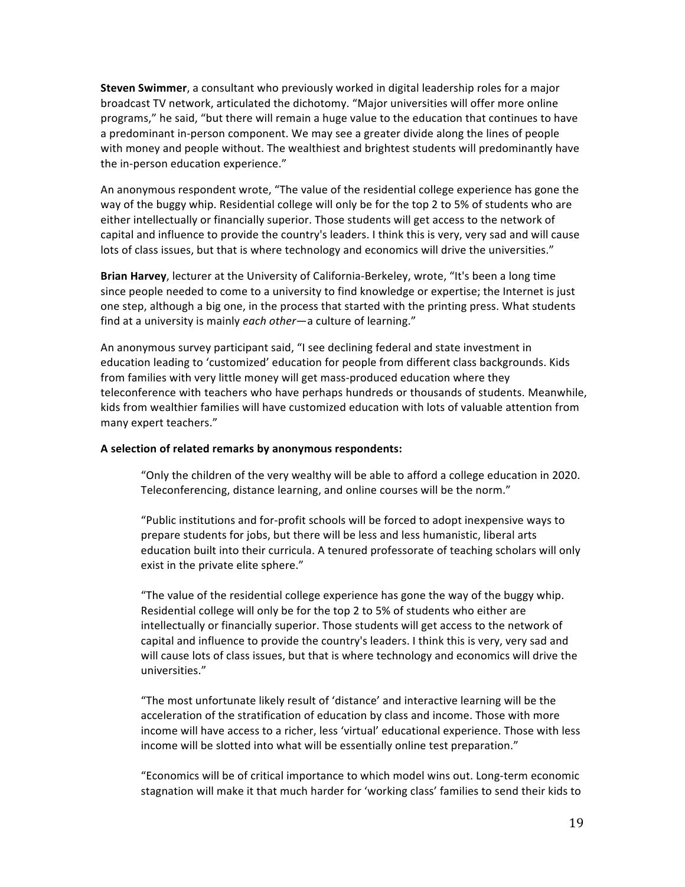**Steven Swimmer**, a consultant who previously worked in digital leadership roles for a major broadcast TV network, articulated the dichotomy. "Major universities will offer more online programs," he said, "but there will remain a huge value to the education that continues to have a predominant in-person component. We may see a greater divide along the lines of people with money and people without. The wealthiest and brightest students will predominantly have the in-person education experience."

An anonymous respondent wrote, "The value of the residential college experience has gone the way of the buggy whip. Residential college will only be for the top 2 to 5% of students who are either intellectually or financially superior. Those students will get access to the network of capital and influence to provide the country's leaders. I think this is very, very sad and will cause lots of class issues, but that is where technology and economics will drive the universities."

**Brian Harvey**, lecturer at the University of California-Berkeley, wrote, "It's been a long time since people needed to come to a university to find knowledge or expertise; the Internet is just one step, although a big one, in the process that started with the printing press. What students find at a university is mainly *each other*—a culture of learning."

An anonymous survey participant said, "I see declining federal and state investment in education leading to 'customized' education for people from different class backgrounds. Kids from families with very little money will get mass-produced education where they teleconference with teachers who have perhaps hundreds or thousands of students. Meanwhile, kids from wealthier families will have customized education with lots of valuable attention from many expert teachers."

**A selection of related remarks by anonymous respondents:**

> "Only the children of the very wealthy will be able to afford a college education in 2020. Teleconferencing, distance learning, and online courses will be the norm."

> "Public institutions and for-profit schools will be forced to adopt inexpensive ways to prepare students for jobs, but there will be less and less humanistic, liberal arts education built into their curricula. A tenured professorate of teaching scholars will only exist in the private elite sphere."

> "The value of the residential college experience has gone the way of the buggy whip. Residential college will only be for the top 2 to 5% of students who either are intellectually or financially superior. Those students will get access to the network of capital and influence to provide the country's leaders. I think this is very, very sad and will cause lots of class issues, but that is where technology and economics will drive the universities."

> "The most unfortunate likely result of 'distance' and interactive learning will be the acceleration of the stratification of education by class and income. Those with more income will have access to a richer, less 'virtual' educational experience. Those with less income will be slotted into what will be essentially online test preparation."

> "Economics will be of critical importance to which model wins out. Long-term economic stagnation will make it that much harder for 'working class' families to send their kids to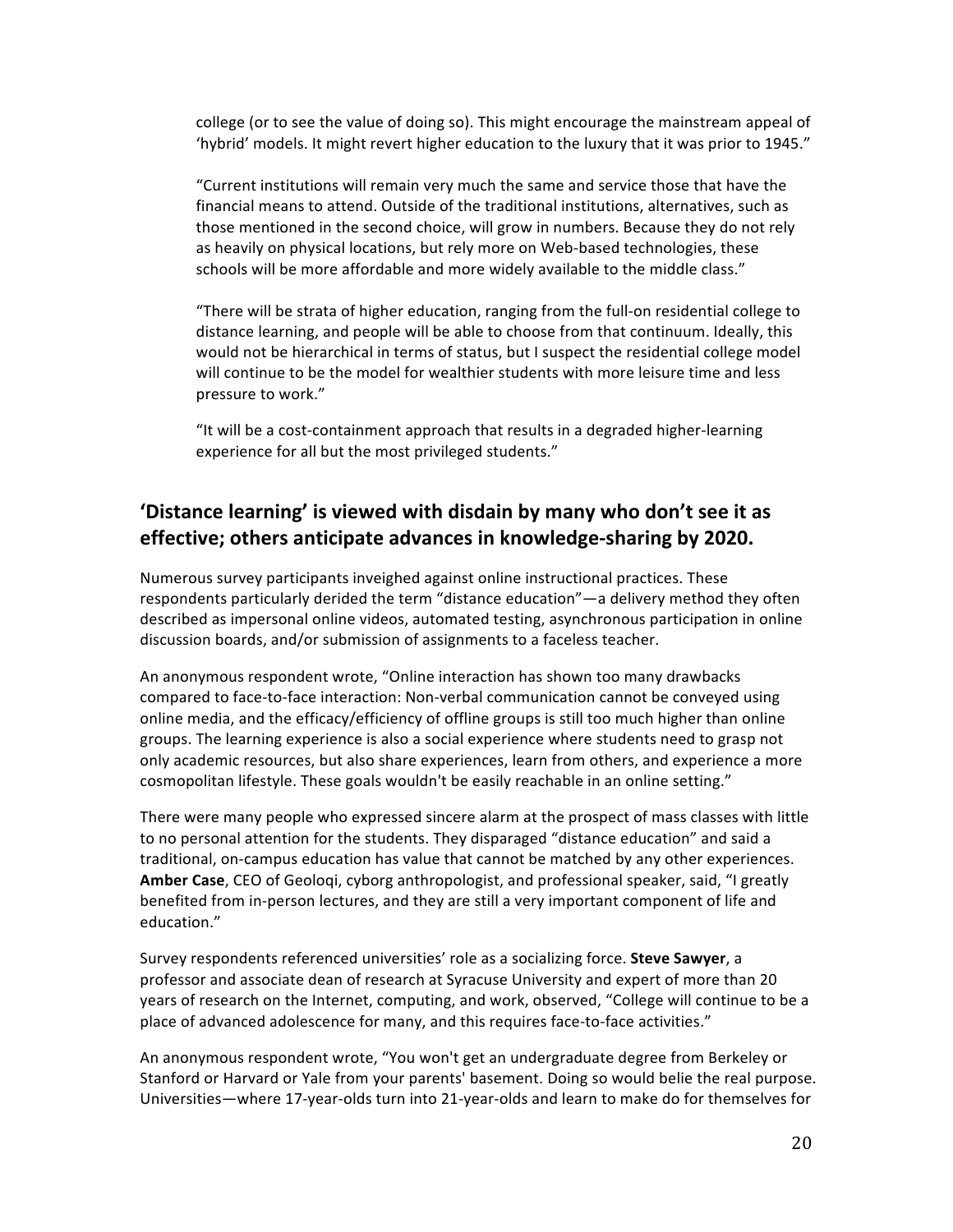college (or to see the value of doing so). This might encourage the mainstream appeal of 'hybrid' models. It might revert higher education to the luxury that it was prior to 1945."

"Current institutions will remain very much the same and service those that have the financial means to attend. Outside of the traditional institutions, alternatives, such as those mentioned in the second choice, will grow in numbers. Because they do not rely as heavily on physical locations, but rely more on Web-based technologies, these schools will be more affordable and more widely available to the middle class."

"There will be strata of higher education, ranging from the full-on residential college to distance learning, and people will be able to choose from that continuum. Ideally, this would not be hierarchical in terms of status, but I suspect the residential college model will continue to be the model for wealthier students with more leisure time and less pressure to work."

"It will be a cost-containment approach that results in a degraded higher-learning experience for all but the most privileged students."

## 'Distance learning' is viewed with disdain by many who don't see it as effective; others anticipate advances in knowledge-sharing by 2020.

Numerous survey participants inveighed against online instructional practices. These respondents particularly derided the term "distance education"—a delivery method they often described as impersonal online videos, automated testing, asynchronous participation in online discussion boards, and/or submission of assignments to a faceless teacher.

An anonymous respondent wrote, "Online interaction has shown too many drawbacks compared to face-to-face interaction: Non-verbal communication cannot be conveyed using online media, and the efficacy/efficiency of offline groups is still too much higher than online groups. The learning experience is also a social experience where students need to grasp not only academic resources, but also share experiences, learn from others, and experience a more cosmopolitan lifestyle. These goals wouldn't be easily reachable in an online setting."

There were many people who expressed sincere alarm at the prospect of mass classes with little to no personal attention for the students. They disparaged "distance education" and said a traditional, on-campus education has value that cannot be matched by any other experiences. **Amber Case**, CEO of Geoloqi, cyborg anthropologist, and professional speaker, said, "I greatly benefited from in-person lectures, and they are still a very important component of life and education."

Survey respondents referenced universities' role as a socializing force. **Steve Sawyer**, a professor and associate dean of research at Syracuse University and expert of more than 20 years of research on the Internet, computing, and work, observed, "College will continue to be a place of advanced adolescence for many, and this requires face-to-face activities."

An anonymous respondent wrote, "You won't get an undergraduate degree from Berkeley or Stanford or Harvard or Yale from your parents' basement. Doing so would belie the real purpose. Universities—where 17-year-olds turn into 21-year-olds and learn to make do for themselves for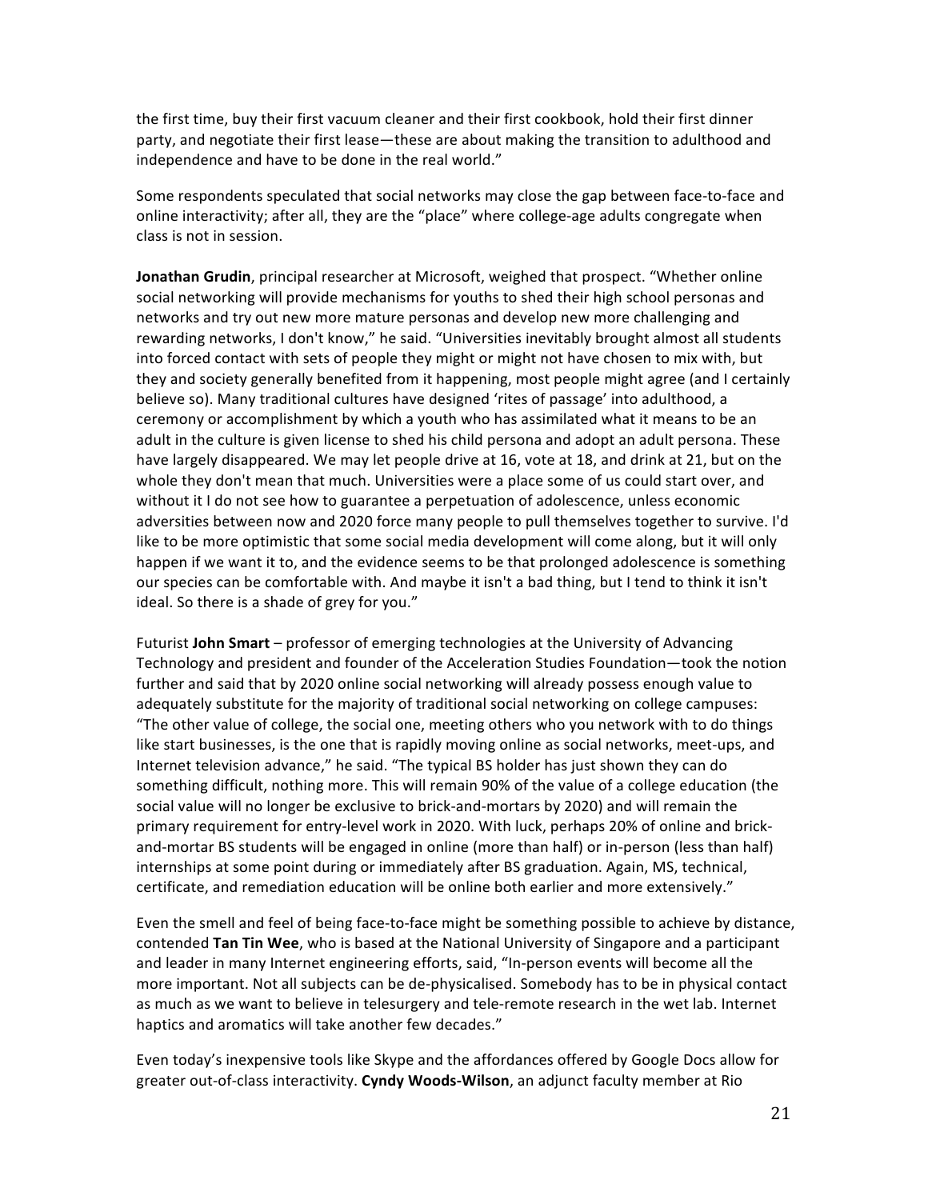the first time, buy their first vacuum cleaner and their first cookbook, hold their first dinner party, and negotiate their first lease—these are about making the transition to adulthood and independence and have to be done in the real world."

Some respondents speculated that social networks may close the gap between face-to-face and online interactivity; after all, they are the "place" where college-age adults congregate when class is not in session.

**Jonathan Grudin**, principal researcher at Microsoft, weighed that prospect. "Whether online social networking will provide mechanisms for youths to shed their high school personas and networks and try out new more mature personas and develop new more challenging and rewarding networks, I don't know," he said. "Universities inevitably brought almost all students into forced contact with sets of people they might or might not have chosen to mix with, but they and society generally benefited from it happening, most people might agree (and I certainly believe so). Many traditional cultures have designed 'rites of passage' into adulthood, a ceremony or accomplishment by which a youth who has assimilated what it means to be an adult in the culture is given license to shed his child persona and adopt an adult persona. These have largely disappeared. We may let people drive at 16, vote at 18, and drink at 21, but on the whole they don't mean that much. Universities were a place some of us could start over, and without it I do not see how to guarantee a perpetuation of adolescence, unless economic adversities between now and 2020 force many people to pull themselves together to survive. I'd like to be more optimistic that some social media development will come along, but it will only happen if we want it to, and the evidence seems to be that prolonged adolescence is something our species can be comfortable with. And maybe it isn't a bad thing, but I tend to think it isn't ideal. So there is a shade of grey for you."

Futurist **John Smart** – professor of emerging technologies at the University of Advancing Technology and president and founder of the Acceleration Studies Foundation—took the notion further and said that by 2020 online social networking will already possess enough value to adequately substitute for the majority of traditional social networking on college campuses: "The other value of college, the social one, meeting others who you network with to do things like start businesses, is the one that is rapidly moving online as social networks, meet-ups, and Internet television advance," he said. "The typical BS holder has just shown they can do something difficult, nothing more. This will remain 90% of the value of a college education (the social value will no longer be exclusive to brick-and-mortars by 2020) and will remain the primary requirement for entry-level work in 2020. With luck, perhaps 20% of online and brick-and-mortar BS students will be engaged in online (more than half) or in-person (less than half) internships at some point during or immediately after BS graduation. Again, MS, technical, certificate, and remediation education will be online both earlier and more extensively."

Even the smell and feel of being face-to-face might be something possible to achieve by distance, contended **Tan Tin Wee**, who is based at the National University of Singapore and a participant and leader in many Internet engineering efforts, said, "In-person events will become all the more important. Not all subjects can be de-physicalised. Somebody has to be in physical contact as much as we want to believe in telesurgery and tele-remote research in the wet lab. Internet haptics and aromatics will take another few decades."

Even today's inexpensive tools like Skype and the affordances offered by Google Docs allow for greater out-of-class interactivity. **Cyndy Woods-Wilson**, an adjunct faculty member at Rio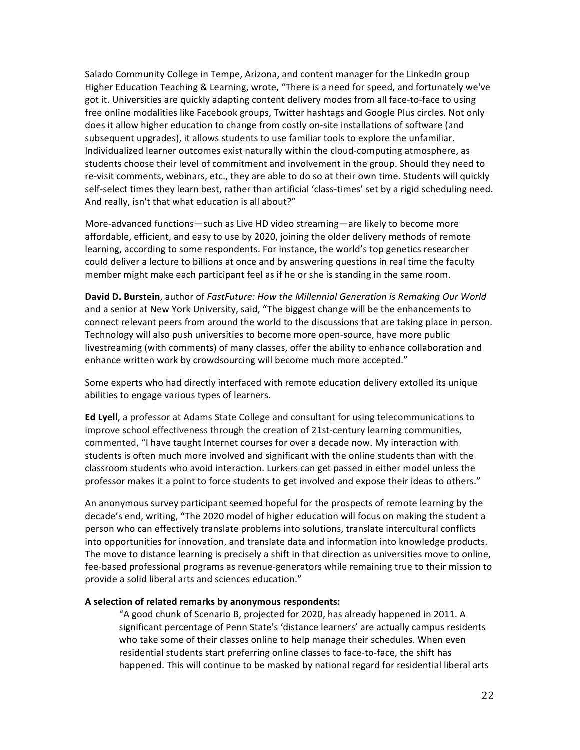Salado Community College in Tempe, Arizona, and content manager for the LinkedIn group Higher Education Teaching & Learning, wrote, "There is a need for speed, and fortunately we've got it. Universities are quickly adapting content delivery modes from all face-to-face to using free online modalities like Facebook groups, Twitter hashtags and Google Plus circles. Not only does it allow higher education to change from costly on-site installations of software (and subsequent upgrades), it allows students to use familiar tools to explore the unfamiliar. Individualized learner outcomes exist naturally within the cloud-computing atmosphere, as students choose their level of commitment and involvement in the group. Should they need to re-visit comments, webinars, etc., they are able to do so at their own time. Students will quickly self-select times they learn best, rather than artificial 'class-times' set by a rigid scheduling need. And really, isn't that what education is all about?"

More-advanced functions—such as Live HD video streaming—are likely to become more affordable, efficient, and easy to use by 2020, joining the older delivery methods of remote learning, according to some respondents. For instance, the world's top genetics researcher could deliver a lecture to billions at once and by answering questions in real time the faculty member might make each participant feel as if he or she is standing in the same room.

**David D. Burstein**, author of *FastFuture: How the Millennial Generation is Remaking Our World* and a senior at New York University, said, "The biggest change will be the enhancements to connect relevant peers from around the world to the discussions that are taking place in person. Technology will also push universities to become more open-source, have more public livestreaming (with comments) of many classes, offer the ability to enhance collaboration and enhance written work by crowdsourcing will become much more accepted."

Some experts who had directly interfaced with remote education delivery extolled its unique abilities to engage various types of learners.

**Ed Lyell**, a professor at Adams State College and consultant for using telecommunications to improve school effectiveness through the creation of 21st-century learning communities, commented, "I have taught Internet courses for over a decade now. My interaction with students is often much more involved and significant with the online students than with the classroom students who avoid interaction. Lurkers can get passed in either model unless the professor makes it a point to force students to get involved and expose their ideas to others."

An anonymous survey participant seemed hopeful for the prospects of remote learning by the decade's end, writing, "The 2020 model of higher education will focus on making the student a person who can effectively translate problems into solutions, translate intercultural conflicts into opportunities for innovation, and translate data and information into knowledge products. The move to distance learning is precisely a shift in that direction as universities move to online, fee-based professional programs as revenue-generators while remaining true to their mission to provide a solid liberal arts and sciences education."

**A selection of related remarks by anonymous respondents:**

> "A good chunk of Scenario B, projected for 2020, has already happened in 2011. A significant percentage of Penn State's 'distance learners' are actually campus residents who take some of their classes online to help manage their schedules. When even residential students start preferring online classes to face-to-face, the shift has happened. This will continue to be masked by national regard for residential liberal arts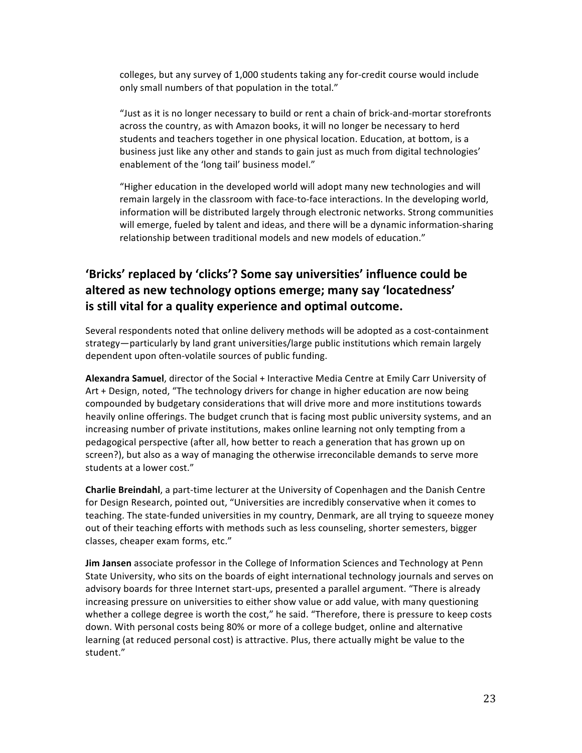colleges, but any survey of 1,000 students taking any for-credit course would include only small numbers of that population in the total."

> "Just as it is no longer necessary to build or rent a chain of brick-and-mortar storefronts across the country, as with Amazon books, it will no longer be necessary to herd students and teachers together in one physical location. Education, at bottom, is a business just like any other and stands to gain just as much from digital technologies' enablement of the 'long tail' business model."

> "Higher education in the developed world will adopt many new technologies and will remain largely in the classroom with face-to-face interactions. In the developing world, information will be distributed largely through electronic networks. Strong communities will emerge, fueled by talent and ideas, and there will be a dynamic information-sharing relationship between traditional models and new models of education."

## 'Bricks' replaced by 'clicks'? Some say universities' influence could be altered as new technology options emerge; many say 'locatedness' is still vital for a quality experience and optimal outcome.

Several respondents noted that online delivery methods will be adopted as a cost-containment strategy—particularly by land grant universities/large public institutions which remain largely dependent upon often-volatile sources of public funding.

**Alexandra Samuel**, director of the Social + Interactive Media Centre at Emily Carr University of Art + Design, noted, "The technology drivers for change in higher education are now being compounded by budgetary considerations that will drive more and more institutions towards heavily online offerings. The budget crunch that is facing most public university systems, and an increasing number of private institutions, makes online learning not only tempting from a pedagogical perspective (after all, how better to reach a generation that has grown up on screen?), but also as a way of managing the otherwise irreconcilable demands to serve more students at a lower cost."

**Charlie Breindahl**, a part-time lecturer at the University of Copenhagen and the Danish Centre for Design Research, pointed out, "Universities are incredibly conservative when it comes to teaching. The state-funded universities in my country, Denmark, are all trying to squeeze money out of their teaching efforts with methods such as less counseling, shorter semesters, bigger classes, cheaper exam forms, etc."

**Jim Jansen** associate professor in the College of Information Sciences and Technology at Penn State University, who sits on the boards of eight international technology journals and serves on advisory boards for three Internet start-ups, presented a parallel argument. "There is already increasing pressure on universities to either show value or add value, with many questioning whether a college degree is worth the cost," he said. "Therefore, there is pressure to keep costs down. With personal costs being 80% or more of a college budget, online and alternative learning (at reduced personal cost) is attractive. Plus, there actually might be value to the student."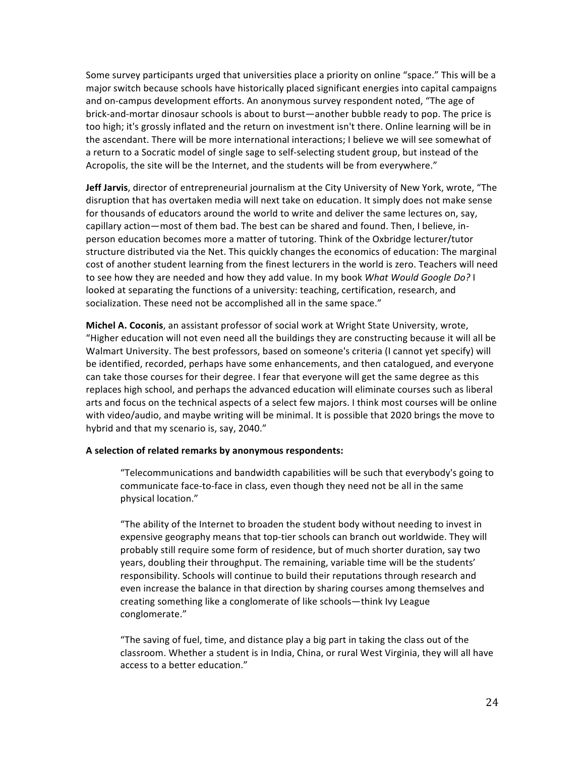Some survey participants urged that universities place a priority on online "space." This will be a major switch because schools have historically placed significant energies into capital campaigns and on-campus development efforts. An anonymous survey respondent noted, "The age of brick-and-mortar dinosaur schools is about to burst—another bubble ready to pop. The price is too high; it's grossly inflated and the return on investment isn't there. Online learning will be in the ascendant. There will be more international interactions; I believe we will see somewhat of a return to a Socratic model of single sage to self-selecting student group, but instead of the Acropolis, the site will be the Internet, and the students will be from everywhere."

**Jeff Jarvis**, director of entrepreneurial journalism at the City University of New York, wrote, "The disruption that has overtaken media will next take on education. It simply does not make sense for thousands of educators around the world to write and deliver the same lectures on, say, capillary action—most of them bad. The best can be shared and found. Then, I believe, in-person education becomes more a matter of tutoring. Think of the Oxbridge lecturer/tutor structure distributed via the Net. This quickly changes the economics of education: The marginal cost of another student learning from the finest lecturers in the world is zero. Teachers will need to see how they are needed and how they add value. In my book *What Would Google Do?* I looked at separating the functions of a university: teaching, certification, research, and socialization. These need not be accomplished all in the same space."

**Michel A. Coconis**, an assistant professor of social work at Wright State University, wrote, "Higher education will not even need all the buildings they are constructing because it will all be Walmart University. The best professors, based on someone's criteria (I cannot yet specify) will be identified, recorded, perhaps have some enhancements, and then catalogued, and everyone can take those courses for their degree. I fear that everyone will get the same degree as this replaces high school, and perhaps the advanced education will eliminate courses such as liberal arts and focus on the technical aspects of a select few majors. I think most courses will be online with video/audio, and maybe writing will be minimal. It is possible that 2020 brings the move to hybrid and that my scenario is, say, 2040."

**A selection of related remarks by anonymous respondents:**

> "Telecommunications and bandwidth capabilities will be such that everybody's going to communicate face-to-face in class, even though they need not be all in the same physical location."

> "The ability of the Internet to broaden the student body without needing to invest in expensive geography means that top-tier schools can branch out worldwide. They will probably still require some form of residence, but of much shorter duration, say two years, doubling their throughput. The remaining, variable time will be the students' responsibility. Schools will continue to build their reputations through research and even increase the balance in that direction by sharing courses among themselves and creating something like a conglomerate of like schools—think Ivy League conglomerate."

> "The saving of fuel, time, and distance play a big part in taking the class out of the classroom. Whether a student is in India, China, or rural West Virginia, they will all have access to a better education."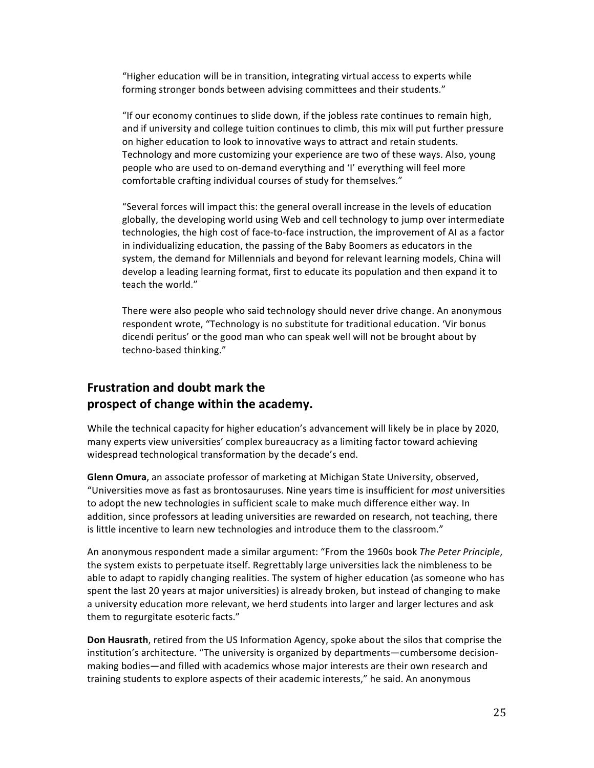"Higher education will be in transition, integrating virtual access to experts while forming stronger bonds between advising committees and their students."

"If our economy continues to slide down, if the jobless rate continues to remain high, and if university and college tuition continues to climb, this mix will put further pressure on higher education to look to innovative ways to attract and retain students. Technology and more customizing your experience are two of these ways. Also, young people who are used to on-demand everything and 'I' everything will feel more comfortable crafting individual courses of study for themselves."

"Several forces will impact this: the general overall increase in the levels of education globally, the developing world using Web and cell technology to jump over intermediate technologies, the high cost of face-to-face instruction, the improvement of AI as a factor in individualizing education, the passing of the Baby Boomers as educators in the system, the demand for Millennials and beyond for relevant learning models, China will develop a leading learning format, first to educate its population and then expand it to teach the world."

There were also people who said technology should never drive change. An anonymous respondent wrote, "Technology is no substitute for traditional education. 'Vir bonus dicendi peritus' or the good man who can speak well will not be brought about by techno-based thinking."

## Frustration and doubt mark the prospect of change within the academy.

While the technical capacity for higher education's advancement will likely be in place by 2020, many experts view universities' complex bureaucracy as a limiting factor toward achieving widespread technological transformation by the decade's end.

**Glenn Omura**, an associate professor of marketing at Michigan State University, observed, "Universities move as fast as brontosauruses. Nine years time is insufficient for *most* universities to adopt the new technologies in sufficient scale to make much difference either way. In addition, since professors at leading universities are rewarded on research, not teaching, there is little incentive to learn new technologies and introduce them to the classroom."

An anonymous respondent made a similar argument: "From the 1960s book *The Peter Principle*, the system exists to perpetuate itself. Regrettably large universities lack the nimbleness to be able to adapt to rapidly changing realities. The system of higher education (as someone who has spent the last 20 years at major universities) is already broken, but instead of changing to make a university education more relevant, we herd students into larger and larger lectures and ask them to regurgitate esoteric facts."

**Don Hausrath**, retired from the US Information Agency, spoke about the silos that comprise the institution's architecture. "The university is organized by departments—cumbersome decision-making bodies—and filled with academics whose major interests are their own research and training students to explore aspects of their academic interests," he said. An anonymous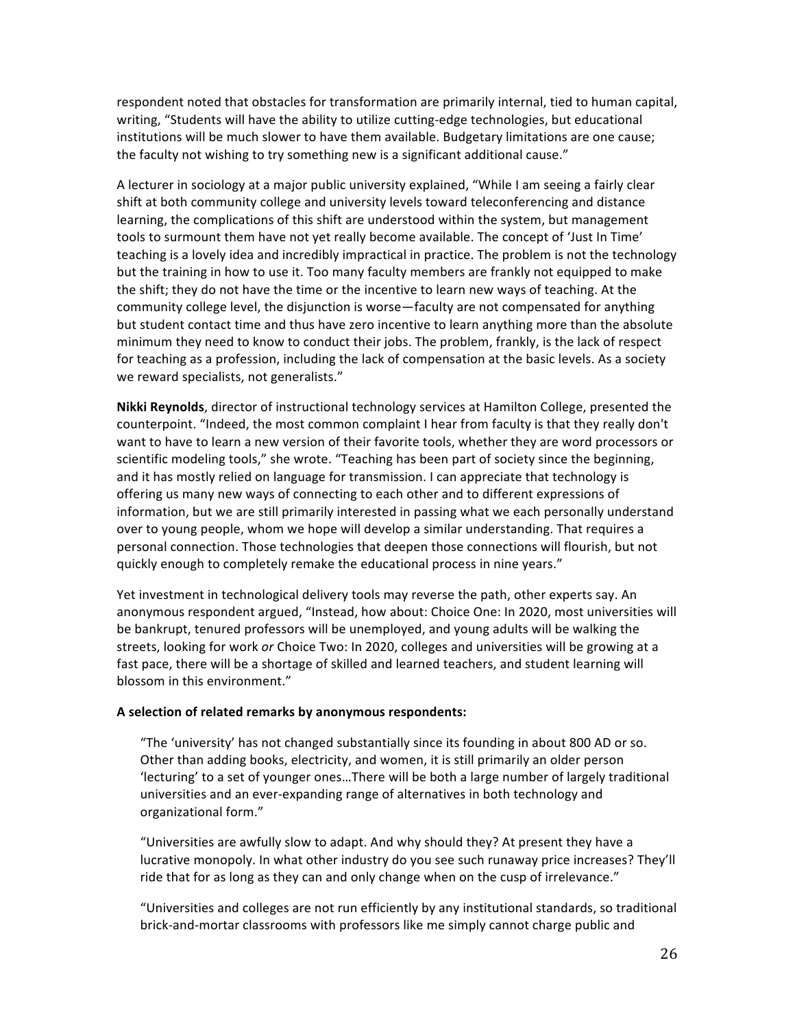respondent noted that obstacles for transformation are primarily internal, tied to human capital, writing, "Students will have the ability to utilize cutting-edge technologies, but educational institutions will be much slower to have them available. Budgetary limitations are one cause; the faculty not wishing to try something new is a significant additional cause."

A lecturer in sociology at a major public university explained, "While I am seeing a fairly clear shift at both community college and university levels toward teleconferencing and distance learning, the complications of this shift are understood within the system, but management tools to surmount them have not yet really become available. The concept of 'Just In Time' teaching is a lovely idea and incredibly impractical in practice. The problem is not the technology but the training in how to use it. Too many faculty members are frankly not equipped to make the shift; they do not have the time or the incentive to learn new ways of teaching. At the community college level, the disjunction is worse—faculty are not compensated for anything but student contact time and thus have zero incentive to learn anything more than the absolute minimum they need to know to conduct their jobs. The problem, frankly, is the lack of respect for teaching as a profession, including the lack of compensation at the basic levels. As a society we reward specialists, not generalists."

**Nikki Reynolds**, director of instructional technology services at Hamilton College, presented the counterpoint. "Indeed, the most common complaint I hear from faculty is that they really don't want to have to learn a new version of their favorite tools, whether they are word processors or scientific modeling tools," she wrote. "Teaching has been part of society since the beginning, and it has mostly relied on language for transmission. I can appreciate that technology is offering us many new ways of connecting to each other and to different expressions of information, but we are still primarily interested in passing what we each personally understand over to young people, whom we hope will develop a similar understanding. That requires a personal connection. Those technologies that deepen those connections will flourish, but not quickly enough to completely remake the educational process in nine years."

Yet investment in technological delivery tools may reverse the path, other experts say. An anonymous respondent argued, "Instead, how about: Choice One: In 2020, most universities will be bankrupt, tenured professors will be unemployed, and young adults will be walking the streets, looking for work *or* Choice Two: In 2020, colleges and universities will be growing at a fast pace, there will be a shortage of skilled and learned teachers, and student learning will blossom in this environment."

**A selection of related remarks by anonymous respondents:**

> "The 'university' has not changed substantially since its founding in about 800 AD or so. Other than adding books, electricity, and women, it is still primarily an older person 'lecturing' to a set of younger ones…There will be both a large number of largely traditional universities and an ever-expanding range of alternatives in both technology and organizational form."

> "Universities are awfully slow to adapt. And why should they? At present they have a lucrative monopoly. In what other industry do you see such runaway price increases? They'll ride that for as long as they can and only change when on the cusp of irrelevance."

> "Universities and colleges are not run efficiently by any institutional standards, so traditional brick-and-mortar classrooms with professors like me simply cannot charge public and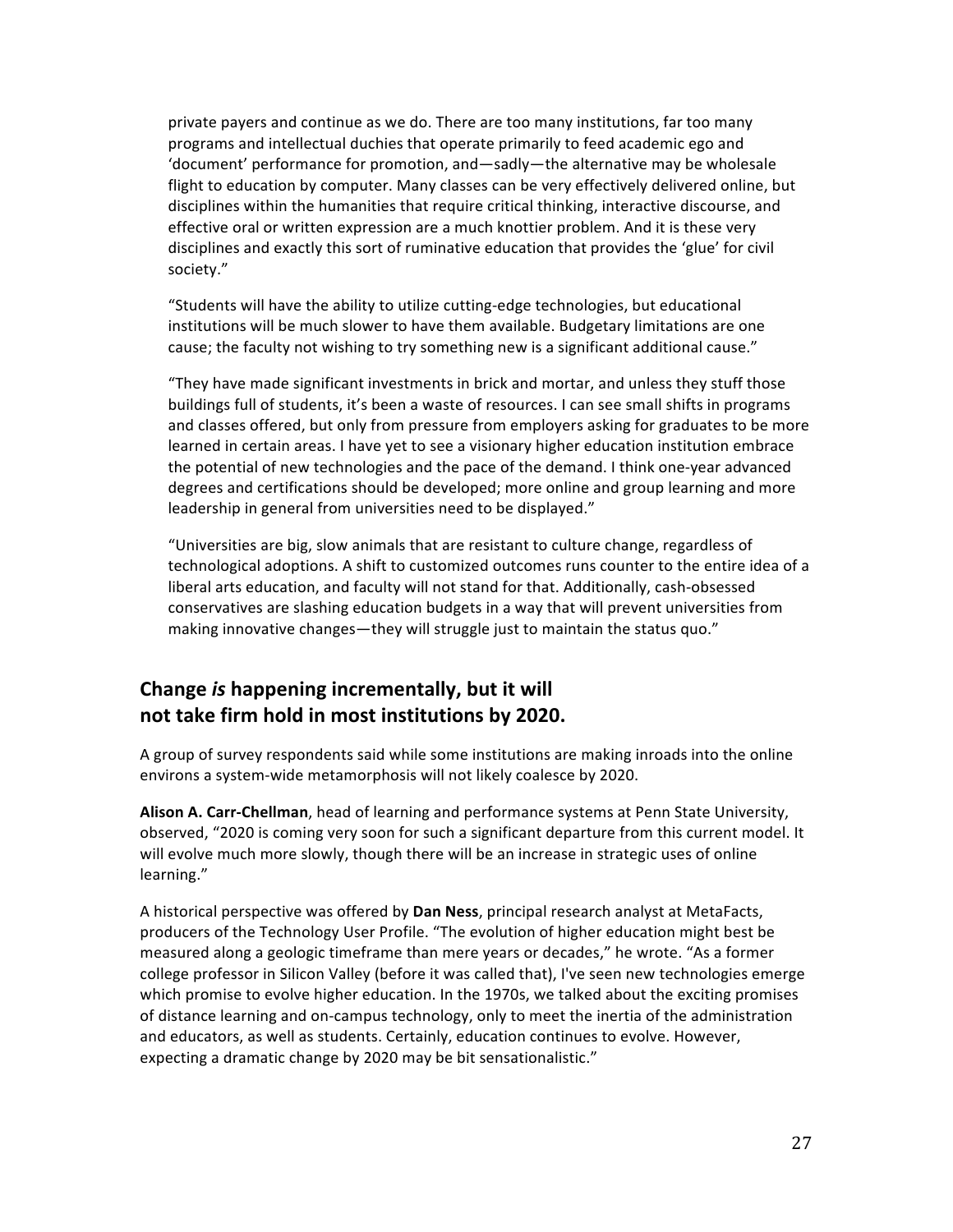private payers and continue as we do. There are too many institutions, far too many programs and intellectual duchies that operate primarily to feed academic ego and 'document' performance for promotion, and—sadly—the alternative may be wholesale flight to education by computer. Many classes can be very effectively delivered online, but disciplines within the humanities that require critical thinking, interactive discourse, and effective oral or written expression are a much knottier problem. And it is these very disciplines and exactly this sort of ruminative education that provides the 'glue' for civil society."

"Students will have the ability to utilize cutting-edge technologies, but educational institutions will be much slower to have them available. Budgetary limitations are one cause; the faculty not wishing to try something new is a significant additional cause."

"They have made significant investments in brick and mortar, and unless they stuff those buildings full of students, it's been a waste of resources. I can see small shifts in programs and classes offered, but only from pressure from employers asking for graduates to be more learned in certain areas. I have yet to see a visionary higher education institution embrace the potential of new technologies and the pace of the demand. I think one-year advanced degrees and certifications should be developed; more online and group learning and more leadership in general from universities need to be displayed."

"Universities are big, slow animals that are resistant to culture change, regardless of technological adoptions. A shift to customized outcomes runs counter to the entire idea of a liberal arts education, and faculty will not stand for that. Additionally, cash-obsessed conservatives are slashing education budgets in a way that will prevent universities from making innovative changes—they will struggle just to maintain the status quo."

## Change *is* happening incrementally, but it will not take firm hold in most institutions by 2020.

A group of survey respondents said while some institutions are making inroads into the online environs a system-wide metamorphosis will not likely coalesce by 2020.

**Alison A. Carr-Chellman**, head of learning and performance systems at Penn State University, observed, "2020 is coming very soon for such a significant departure from this current model. It will evolve much more slowly, though there will be an increase in strategic uses of online learning."

A historical perspective was offered by **Dan Ness**, principal research analyst at MetaFacts, producers of the Technology User Profile. "The evolution of higher education might best be measured along a geologic timeframe than mere years or decades," he wrote. "As a former college professor in Silicon Valley (before it was called that), I've seen new technologies emerge which promise to evolve higher education. In the 1970s, we talked about the exciting promises of distance learning and on-campus technology, only to meet the inertia of the administration and educators, as well as students. Certainly, education continues to evolve. However, expecting a dramatic change by 2020 may be bit sensationalistic."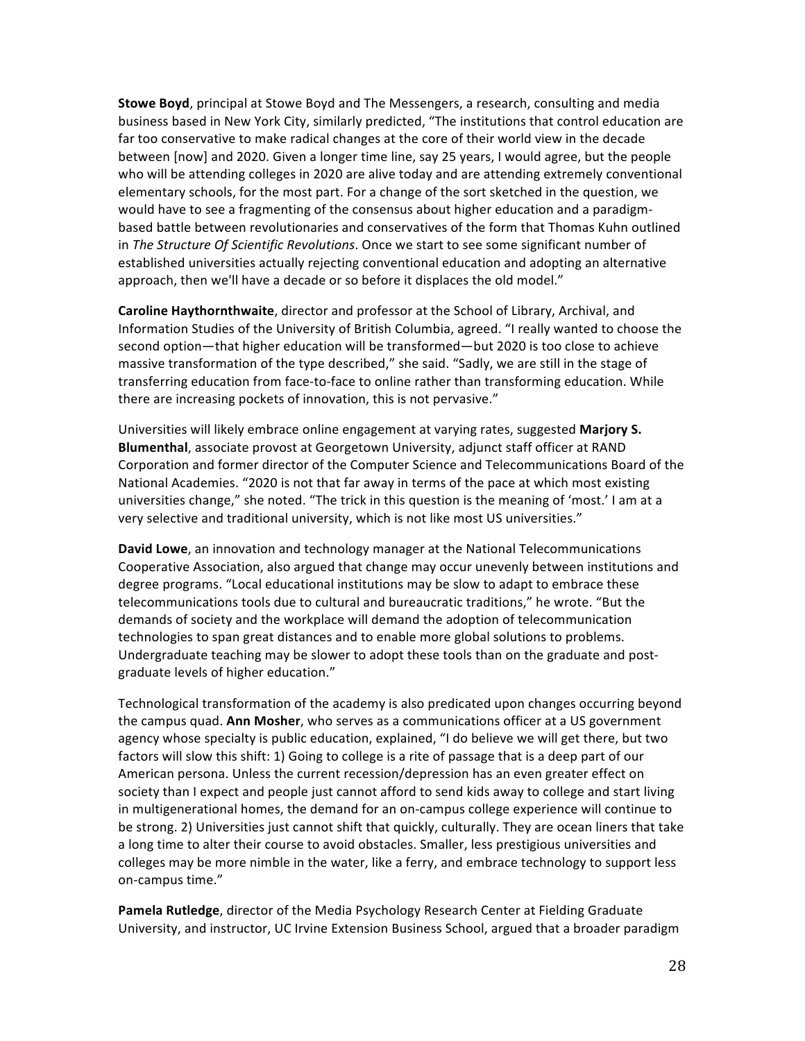**Stowe Boyd**, principal at Stowe Boyd and The Messengers, a research, consulting and media business based in New York City, similarly predicted, "The institutions that control education are far too conservative to make radical changes at the core of their world view in the decade between [now] and 2020. Given a longer time line, say 25 years, I would agree, but the people who will be attending colleges in 2020 are alive today and are attending extremely conventional elementary schools, for the most part. For a change of the sort sketched in the question, we would have to see a fragmenting of the consensus about higher education and a paradigm-based battle between revolutionaries and conservatives of the form that Thomas Kuhn outlined in *The Structure Of Scientific Revolutions*. Once we start to see some significant number of established universities actually rejecting conventional education and adopting an alternative approach, then we'll have a decade or so before it displaces the old model."

**Caroline Haythornthwaite**, director and professor at the School of Library, Archival, and Information Studies of the University of British Columbia, agreed. "I really wanted to choose the second option—that higher education will be transformed—but 2020 is too close to achieve massive transformation of the type described," she said. "Sadly, we are still in the stage of transferring education from face-to-face to online rather than transforming education. While there are increasing pockets of innovation, this is not pervasive."

Universities will likely embrace online engagement at varying rates, suggested **Marjory S. Blumenthal**, associate provost at Georgetown University, adjunct staff officer at RAND Corporation and former director of the Computer Science and Telecommunications Board of the National Academies. "2020 is not that far away in terms of the pace at which most existing universities change," she noted. "The trick in this question is the meaning of 'most.' I am at a very selective and traditional university, which is not like most US universities."

**David Lowe**, an innovation and technology manager at the National Telecommunications Cooperative Association, also argued that change may occur unevenly between institutions and degree programs. "Local educational institutions may be slow to adapt to embrace these telecommunications tools due to cultural and bureaucratic traditions," he wrote. "But the demands of society and the workplace will demand the adoption of telecommunication technologies to span great distances and to enable more global solutions to problems. Undergraduate teaching may be slower to adopt these tools than on the graduate and post-graduate levels of higher education."

Technological transformation of the academy is also predicated upon changes occurring beyond the campus quad. **Ann Mosher**, who serves as a communications officer at a US government agency whose specialty is public education, explained, "I do believe we will get there, but two factors will slow this shift: 1) Going to college is a rite of passage that is a deep part of our American persona. Unless the current recession/depression has an even greater effect on society than I expect and people just cannot afford to send kids away to college and start living in multigenerational homes, the demand for an on-campus college experience will continue to be strong. 2) Universities just cannot shift that quickly, culturally. They are ocean liners that take a long time to alter their course to avoid obstacles. Smaller, less prestigious universities and colleges may be more nimble in the water, like a ferry, and embrace technology to support less on-campus time."

**Pamela Rutledge**, director of the Media Psychology Research Center at Fielding Graduate University, and instructor, UC Irvine Extension Business School, argued that a broader paradigm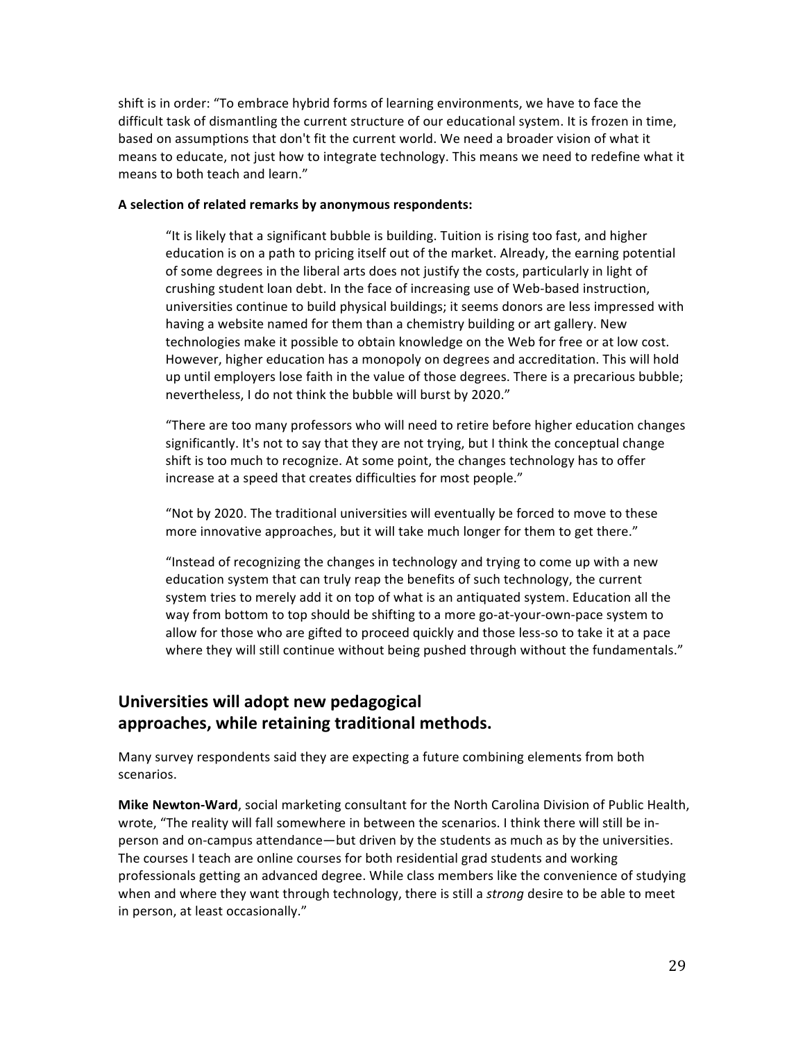shift is in order: "To embrace hybrid forms of learning environments, we have to face the difficult task of dismantling the current structure of our educational system. It is frozen in time, based on assumptions that don't fit the current world. We need a broader vision of what it means to educate, not just how to integrate technology. This means we need to redefine what it means to both teach and learn."

**A selection of related remarks by anonymous respondents:**

> "It is likely that a significant bubble is building. Tuition is rising too fast, and higher education is on a path to pricing itself out of the market. Already, the earning potential of some degrees in the liberal arts does not justify the costs, particularly in light of crushing student loan debt. In the face of increasing use of Web-based instruction, universities continue to build physical buildings; it seems donors are less impressed with having a website named for them than a chemistry building or art gallery. New technologies make it possible to obtain knowledge on the Web for free or at low cost. However, higher education has a monopoly on degrees and accreditation. This will hold up until employers lose faith in the value of those degrees. There is a precarious bubble; nevertheless, I do not think the bubble will burst by 2020."
>
> "There are too many professors who will need to retire before higher education changes significantly. It's not to say that they are not trying, but I think the conceptual change shift is too much to recognize. At some point, the changes technology has to offer increase at a speed that creates difficulties for most people."
>
> "Not by 2020. The traditional universities will eventually be forced to move to these more innovative approaches, but it will take much longer for them to get there."
>
> "Instead of recognizing the changes in technology and trying to come up with a new education system that can truly reap the benefits of such technology, the current system tries to merely add it on top of what is an antiquated system. Education all the way from bottom to top should be shifting to a more go-at-your-own-pace system to allow for those who are gifted to proceed quickly and those less-so to take it at a pace where they will still continue without being pushed through without the fundamentals."

## Universities will adopt new pedagogical approaches, while retaining traditional methods.

Many survey respondents said they are expecting a future combining elements from both scenarios.

**Mike Newton-Ward**, social marketing consultant for the North Carolina Division of Public Health, wrote, "The reality will fall somewhere in between the scenarios. I think there will still be in-person and on-campus attendance—but driven by the students as much as by the universities. The courses I teach are online courses for both residential grad students and working professionals getting an advanced degree. While class members like the convenience of studying when and where they want through technology, there is still a *strong* desire to be able to meet in person, at least occasionally."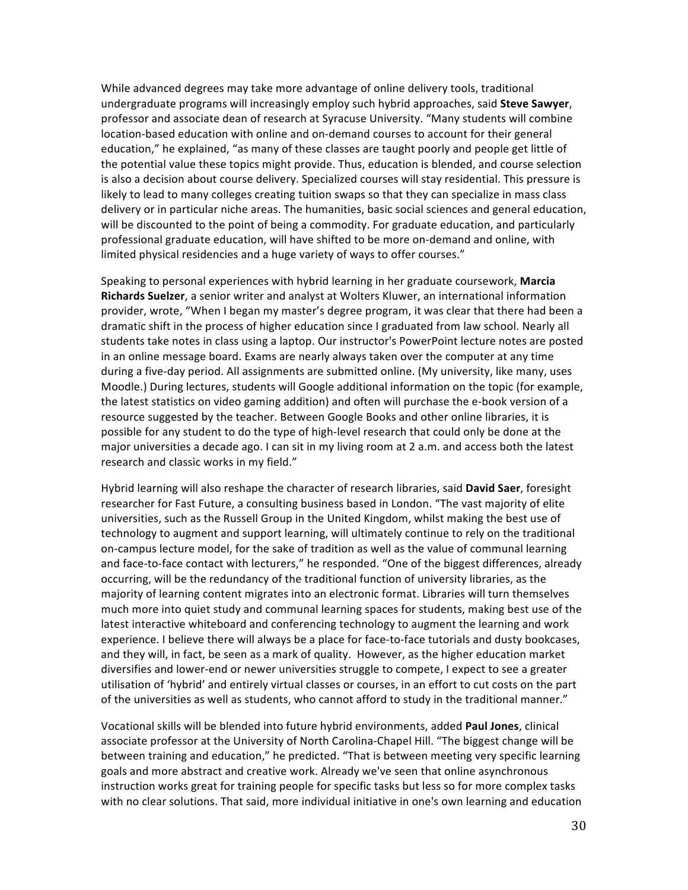While advanced degrees may take more advantage of online delivery tools, traditional undergraduate programs will increasingly employ such hybrid approaches, said **Steve Sawyer**, professor and associate dean of research at Syracuse University. "Many students will combine location-based education with online and on-demand courses to account for their general education," he explained, "as many of these classes are taught poorly and people get little of the potential value these topics might provide. Thus, education is blended, and course selection is also a decision about course delivery. Specialized courses will stay residential. This pressure is likely to lead to many colleges creating tuition swaps so that they can specialize in mass class delivery or in particular niche areas. The humanities, basic social sciences and general education, will be discounted to the point of being a commodity. For graduate education, and particularly professional graduate education, will have shifted to be more on-demand and online, with limited physical residencies and a huge variety of ways to offer courses."

Speaking to personal experiences with hybrid learning in her graduate coursework, **Marcia Richards Suelzer**, a senior writer and analyst at Wolters Kluwer, an international information provider, wrote, "When I began my master's degree program, it was clear that there had been a dramatic shift in the process of higher education since I graduated from law school. Nearly all students take notes in class using a laptop. Our instructor's PowerPoint lecture notes are posted in an online message board. Exams are nearly always taken over the computer at any time during a five-day period. All assignments are submitted online. (My university, like many, uses Moodle.) During lectures, students will Google additional information on the topic (for example, the latest statistics on video gaming addition) and often will purchase the e-book version of a resource suggested by the teacher. Between Google Books and other online libraries, it is possible for any student to do the type of high-level research that could only be done at the major universities a decade ago. I can sit in my living room at 2 a.m. and access both the latest research and classic works in my field."

Hybrid learning will also reshape the character of research libraries, said **David Saer**, foresight researcher for Fast Future, a consulting business based in London. "The vast majority of elite universities, such as the Russell Group in the United Kingdom, whilst making the best use of technology to augment and support learning, will ultimately continue to rely on the traditional on-campus lecture model, for the sake of tradition as well as the value of communal learning and face-to-face contact with lecturers," he responded. "One of the biggest differences, already occurring, will be the redundancy of the traditional function of university libraries, as the majority of learning content migrates into an electronic format. Libraries will turn themselves much more into quiet study and communal learning spaces for students, making best use of the latest interactive whiteboard and conferencing technology to augment the learning and work experience. I believe there will always be a place for face-to-face tutorials and dusty bookcases, and they will, in fact, be seen as a mark of quality. However, as the higher education market diversifies and lower-end or newer universities struggle to compete, I expect to see a greater utilisation of 'hybrid' and entirely virtual classes or courses, in an effort to cut costs on the part of the universities as well as students, who cannot afford to study in the traditional manner."

Vocational skills will be blended into future hybrid environments, added **Paul Jones**, clinical associate professor at the University of North Carolina-Chapel Hill. "The biggest change will be between training and education," he predicted. "That is between meeting very specific learning goals and more abstract and creative work. Already we've seen that online asynchronous instruction works great for training people for specific tasks but less so for more complex tasks with no clear solutions. That said, more individual initiative in one's own learning and education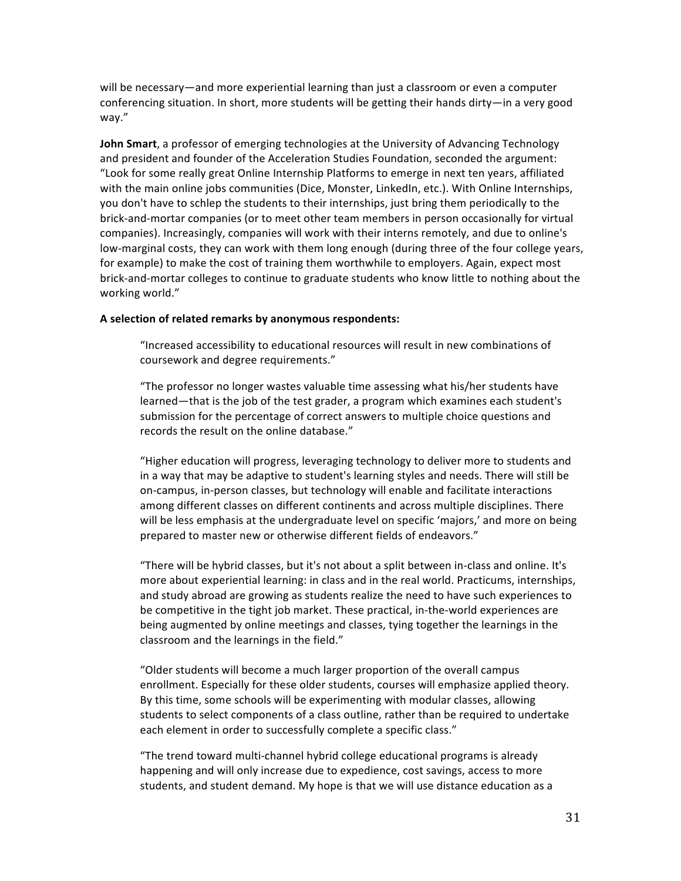will be necessary—and more experiential learning than just a classroom or even a computer conferencing situation. In short, more students will be getting their hands dirty—in a very good way."

**John Smart**, a professor of emerging technologies at the University of Advancing Technology and president and founder of the Acceleration Studies Foundation, seconded the argument: "Look for some really great Online Internship Platforms to emerge in next ten years, affiliated with the main online jobs communities (Dice, Monster, LinkedIn, etc.). With Online Internships, you don't have to schlep the students to their internships, just bring them periodically to the brick-and-mortar companies (or to meet other team members in person occasionally for virtual companies). Increasingly, companies will work with their interns remotely, and due to online's low-marginal costs, they can work with them long enough (during three of the four college years, for example) to make the cost of training them worthwhile to employers. Again, expect most brick-and-mortar colleges to continue to graduate students who know little to nothing about the working world."

**A selection of related remarks by anonymous respondents:**

> "Increased accessibility to educational resources will result in new combinations of coursework and degree requirements."
>
> "The professor no longer wastes valuable time assessing what his/her students have learned—that is the job of the test grader, a program which examines each student's submission for the percentage of correct answers to multiple choice questions and records the result on the online database."
>
> "Higher education will progress, leveraging technology to deliver more to students and in a way that may be adaptive to student's learning styles and needs. There will still be on-campus, in-person classes, but technology will enable and facilitate interactions among different classes on different continents and across multiple disciplines. There will be less emphasis at the undergraduate level on specific 'majors,' and more on being prepared to master new or otherwise different fields of endeavors."
>
> "There will be hybrid classes, but it's not about a split between in-class and online. It's more about experiential learning: in class and in the real world. Practicums, internships, and study abroad are growing as students realize the need to have such experiences to be competitive in the tight job market. These practical, in-the-world experiences are being augmented by online meetings and classes, tying together the learnings in the classroom and the learnings in the field."
>
> "Older students will become a much larger proportion of the overall campus enrollment. Especially for these older students, courses will emphasize applied theory. By this time, some schools will be experimenting with modular classes, allowing students to select components of a class outline, rather than be required to undertake each element in order to successfully complete a specific class."
>
> "The trend toward multi-channel hybrid college educational programs is already happening and will only increase due to expedience, cost savings, access to more students, and student demand. My hope is that we will use distance education as a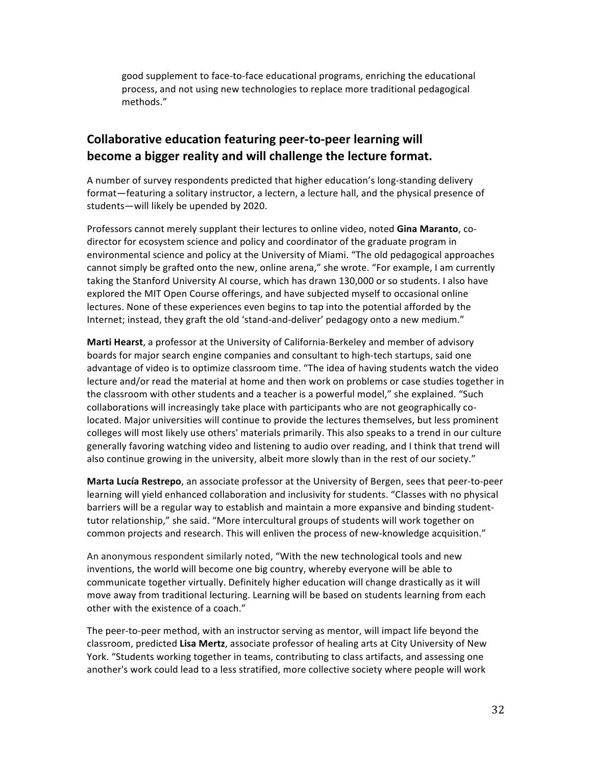good supplement to face-to-face educational programs, enriching the educational process, and not using new technologies to replace more traditional pedagogical methods."

## Collaborative education featuring peer-to-peer learning will become a bigger reality and will challenge the lecture format.

A number of survey respondents predicted that higher education's long-standing delivery format—featuring a solitary instructor, a lectern, a lecture hall, and the physical presence of students—will likely be upended by 2020.

Professors cannot merely supplant their lectures to online video, noted **Gina Maranto**, co-director for ecosystem science and policy and coordinator of the graduate program in environmental science and policy at the University of Miami. "The old pedagogical approaches cannot simply be grafted onto the new, online arena," she wrote. "For example, I am currently taking the Stanford University AI course, which has drawn 130,000 or so students. I also have explored the MIT Open Course offerings, and have subjected myself to occasional online lectures. None of these experiences even begins to tap into the potential afforded by the Internet; instead, they graft the old 'stand-and-deliver' pedagogy onto a new medium."

**Marti Hearst**, a professor at the University of California-Berkeley and member of advisory boards for major search engine companies and consultant to high-tech startups, said one advantage of video is to optimize classroom time. "The idea of having students watch the video lecture and/or read the material at home and then work on problems or case studies together in the classroom with other students and a teacher is a powerful model," she explained. "Such collaborations will increasingly take place with participants who are not geographically co-located. Major universities will continue to provide the lectures themselves, but less prominent colleges will most likely use others' materials primarily. This also speaks to a trend in our culture generally favoring watching video and listening to audio over reading, and I think that trend will also continue growing in the university, albeit more slowly than in the rest of our society."

**Marta Lucía Restrepo**, an associate professor at the University of Bergen, sees that peer-to-peer learning will yield enhanced collaboration and inclusivity for students. "Classes with no physical barriers will be a regular way to establish and maintain a more expansive and binding student-tutor relationship," she said. "More intercultural groups of students will work together on common projects and research. This will enliven the process of new-knowledge acquisition."

An anonymous respondent similarly noted, "With the new technological tools and new inventions, the world will become one big country, whereby everyone will be able to communicate together virtually. Definitely higher education will change drastically as it will move away from traditional lecturing. Learning will be based on students learning from each other with the existence of a coach."

The peer-to-peer method, with an instructor serving as mentor, will impact life beyond the classroom, predicted **Lisa Mertz**, associate professor of healing arts at City University of New York. "Students working together in teams, contributing to class artifacts, and assessing one another's work could lead to a less stratified, more collective society where people will work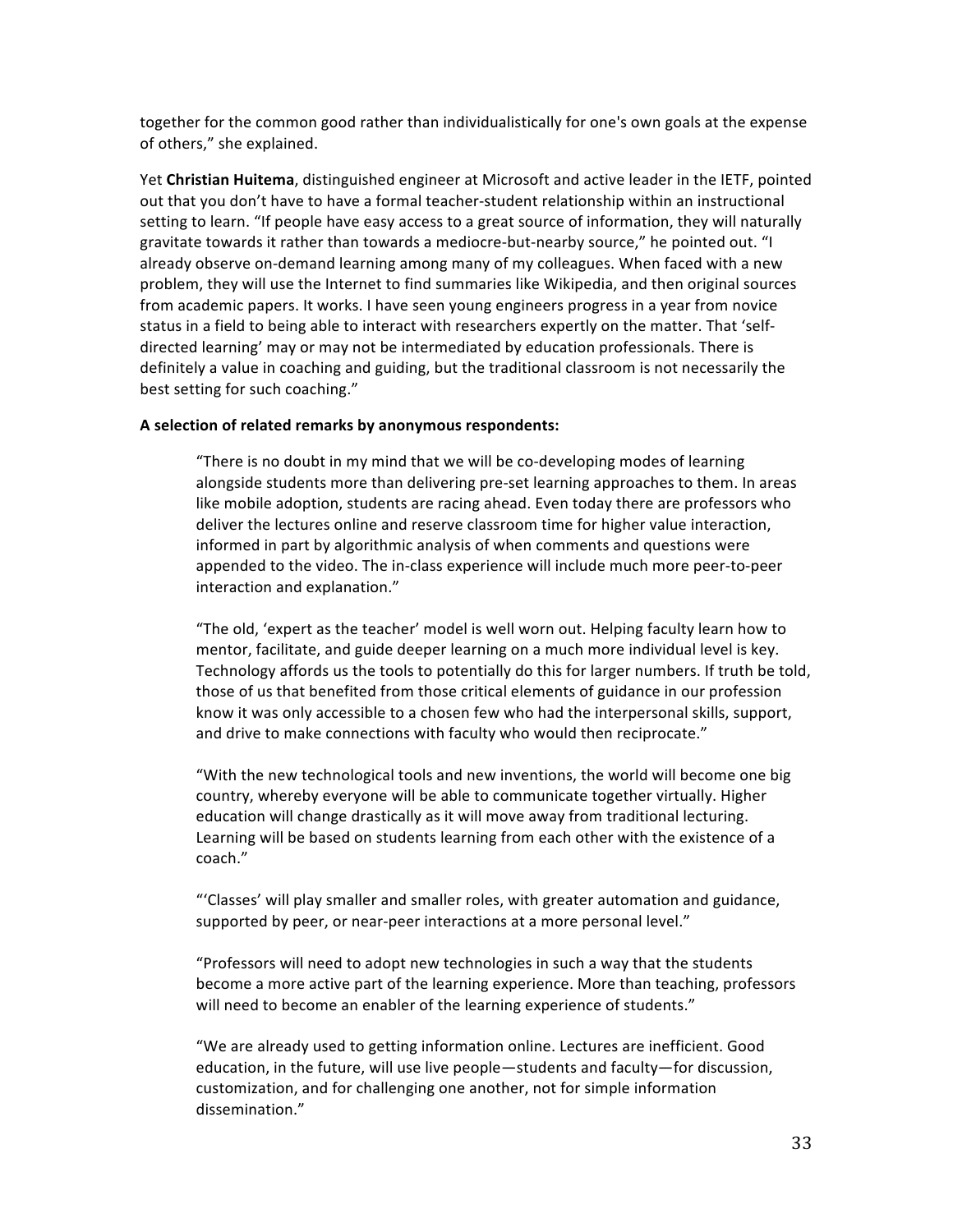together for the common good rather than individualistically for one's own goals at the expense of others," she explained.

Yet **Christian Huitema**, distinguished engineer at Microsoft and active leader in the IETF, pointed out that you don't have to have a formal teacher-student relationship within an instructional setting to learn. "If people have easy access to a great source of information, they will naturally gravitate towards it rather than towards a mediocre-but-nearby source," he pointed out. "I already observe on-demand learning among many of my colleagues. When faced with a new problem, they will use the Internet to find summaries like Wikipedia, and then original sources from academic papers. It works. I have seen young engineers progress in a year from novice status in a field to being able to interact with researchers expertly on the matter. That 'self-directed learning' may or may not be intermediated by education professionals. There is definitely a value in coaching and guiding, but the traditional classroom is not necessarily the best setting for such coaching."

**A selection of related remarks by anonymous respondents:**

> "There is no doubt in my mind that we will be co-developing modes of learning alongside students more than delivering pre-set learning approaches to them. In areas like mobile adoption, students are racing ahead. Even today there are professors who deliver the lectures online and reserve classroom time for higher value interaction, informed in part by algorithmic analysis of when comments and questions were appended to the video. The in-class experience will include much more peer-to-peer interaction and explanation."
>
> "The old, 'expert as the teacher' model is well worn out. Helping faculty learn how to mentor, facilitate, and guide deeper learning on a much more individual level is key. Technology affords us the tools to potentially do this for larger numbers. If truth be told, those of us that benefited from those critical elements of guidance in our profession know it was only accessible to a chosen few who had the interpersonal skills, support, and drive to make connections with faculty who would then reciprocate."
>
> "With the new technological tools and new inventions, the world will become one big country, whereby everyone will be able to communicate together virtually. Higher education will change drastically as it will move away from traditional lecturing. Learning will be based on students learning from each other with the existence of a coach."
>
> "'Classes' will play smaller and smaller roles, with greater automation and guidance, supported by peer, or near-peer interactions at a more personal level."
>
> "Professors will need to adopt new technologies in such a way that the students become a more active part of the learning experience. More than teaching, professors will need to become an enabler of the learning experience of students."
>
> "We are already used to getting information online. Lectures are inefficient. Good education, in the future, will use live people—students and faculty—for discussion, customization, and for challenging one another, not for simple information dissemination."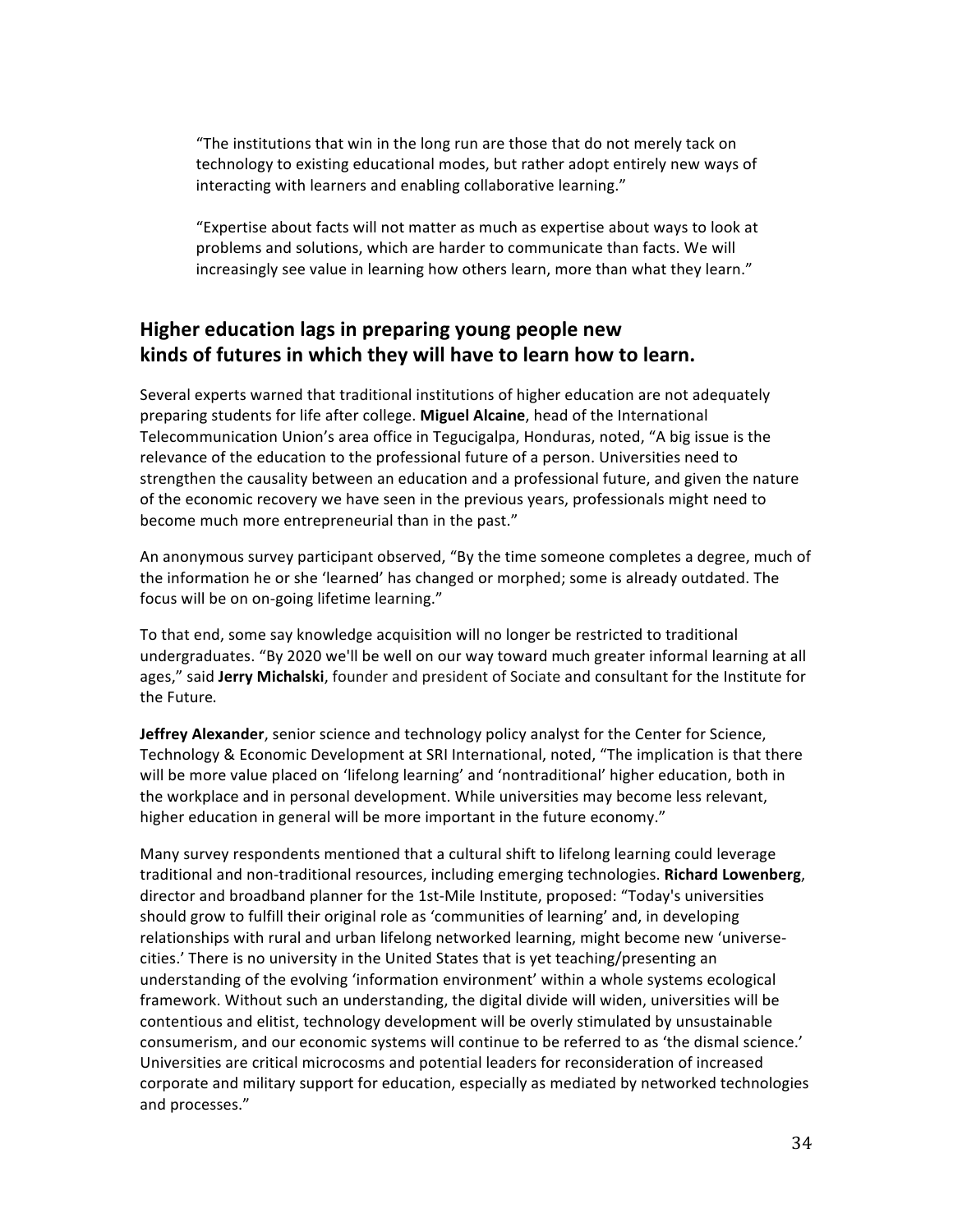> "The institutions that win in the long run are those that do not merely tack on technology to existing educational modes, but rather adopt entirely new ways of interacting with learners and enabling collaborative learning."
>
> "Expertise about facts will not matter as much as expertise about ways to look at problems and solutions, which are harder to communicate than facts. We will increasingly see value in learning how others learn, more than what they learn."

## Higher education lags in preparing young people new kinds of futures in which they will have to learn how to learn.

Several experts warned that traditional institutions of higher education are not adequately preparing students for life after college. **Miguel Alcaine**, head of the International Telecommunication Union's area office in Tegucigalpa, Honduras, noted, "A big issue is the relevance of the education to the professional future of a person. Universities need to strengthen the causality between an education and a professional future, and given the nature of the economic recovery we have seen in the previous years, professionals might need to become much more entrepreneurial than in the past."

An anonymous survey participant observed, "By the time someone completes a degree, much of the information he or she 'learned' has changed or morphed; some is already outdated. The focus will be on on-going lifetime learning."

To that end, some say knowledge acquisition will no longer be restricted to traditional undergraduates. "By 2020 we'll be well on our way toward much greater informal learning at all ages," said **Jerry Michalski**, founder and president of Sociate and consultant for the Institute for the Future.

**Jeffrey Alexander**, senior science and technology policy analyst for the Center for Science, Technology & Economic Development at SRI International, noted, "The implication is that there will be more value placed on 'lifelong learning' and 'nontraditional' higher education, both in the workplace and in personal development. While universities may become less relevant, higher education in general will be more important in the future economy."

Many survey respondents mentioned that a cultural shift to lifelong learning could leverage traditional and non-traditional resources, including emerging technologies. **Richard Lowenberg**, director and broadband planner for the 1st-Mile Institute, proposed: "Today's universities should grow to fulfill their original role as 'communities of learning' and, in developing relationships with rural and urban lifelong networked learning, might become new 'universe-cities.' There is no university in the United States that is yet teaching/presenting an understanding of the evolving 'information environment' within a whole systems ecological framework. Without such an understanding, the digital divide will widen, universities will be contentious and elitist, technology development will be overly stimulated by unsustainable consumerism, and our economic systems will continue to be referred to as 'the dismal science.' Universities are critical microcosms and potential leaders for reconsideration of increased corporate and military support for education, especially as mediated by networked technologies and processes."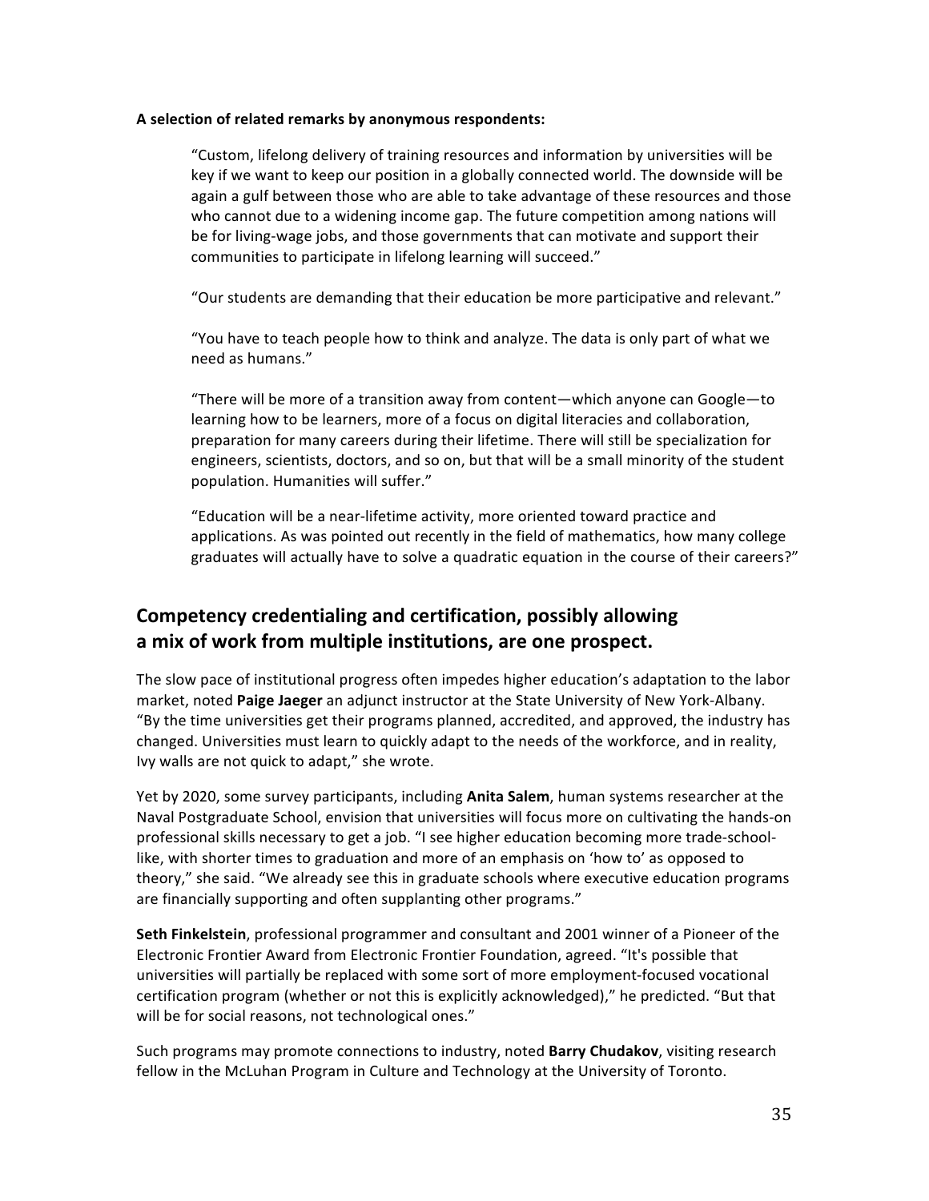**A selection of related remarks by anonymous respondents:**

> "Custom, lifelong delivery of training resources and information by universities will be key if we want to keep our position in a globally connected world. The downside will be again a gulf between those who are able to take advantage of these resources and those who cannot due to a widening income gap. The future competition among nations will be for living-wage jobs, and those governments that can motivate and support their communities to participate in lifelong learning will succeed."
>
> "Our students are demanding that their education be more participative and relevant."
>
> "You have to teach people how to think and analyze. The data is only part of what we need as humans."
>
> "There will be more of a transition away from content—which anyone can Google—to learning how to be learners, more of a focus on digital literacies and collaboration, preparation for many careers during their lifetime. There will still be specialization for engineers, scientists, doctors, and so on, but that will be a small minority of the student population. Humanities will suffer."
>
> "Education will be a near-lifetime activity, more oriented toward practice and applications. As was pointed out recently in the field of mathematics, how many college graduates will actually have to solve a quadratic equation in the course of their careers?"

## Competency credentialing and certification, possibly allowing a mix of work from multiple institutions, are one prospect.

The slow pace of institutional progress often impedes higher education's adaptation to the labor market, noted **Paige Jaeger** an adjunct instructor at the State University of New York-Albany. "By the time universities get their programs planned, accredited, and approved, the industry has changed. Universities must learn to quickly adapt to the needs of the workforce, and in reality, Ivy walls are not quick to adapt," she wrote.

Yet by 2020, some survey participants, including **Anita Salem**, human systems researcher at the Naval Postgraduate School, envision that universities will focus more on cultivating the hands-on professional skills necessary to get a job. "I see higher education becoming more trade-school-like, with shorter times to graduation and more of an emphasis on 'how to' as opposed to theory," she said. "We already see this in graduate schools where executive education programs are financially supporting and often supplanting other programs."

**Seth Finkelstein**, professional programmer and consultant and 2001 winner of a Pioneer of the Electronic Frontier Award from Electronic Frontier Foundation, agreed. "It's possible that universities will partially be replaced with some sort of more employment-focused vocational certification program (whether or not this is explicitly acknowledged)," he predicted. "But that will be for social reasons, not technological ones."

Such programs may promote connections to industry, noted **Barry Chudakov**, visiting research fellow in the McLuhan Program in Culture and Technology at the University of Toronto.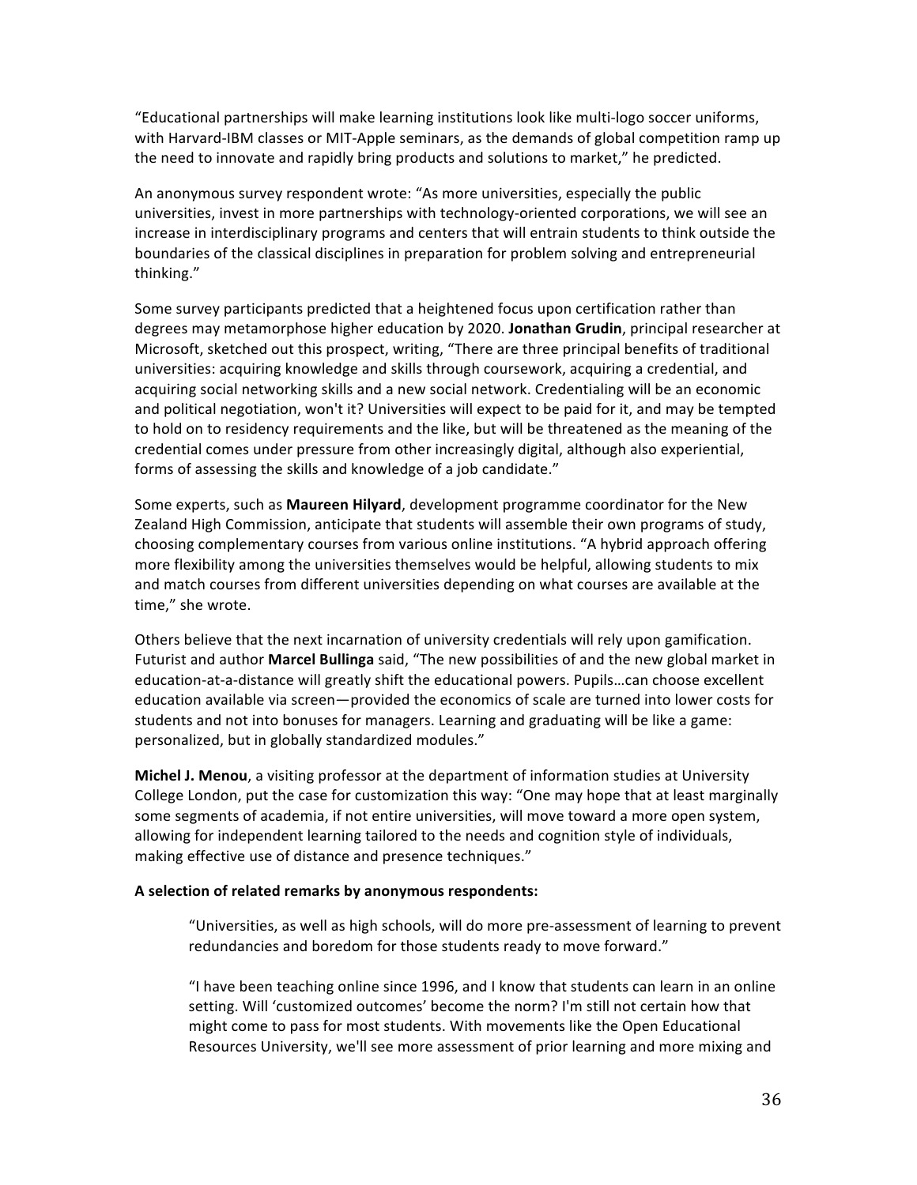"Educational partnerships will make learning institutions look like multi-logo soccer uniforms, with Harvard-IBM classes or MIT-Apple seminars, as the demands of global competition ramp up the need to innovate and rapidly bring products and solutions to market," he predicted.

An anonymous survey respondent wrote: "As more universities, especially the public universities, invest in more partnerships with technology-oriented corporations, we will see an increase in interdisciplinary programs and centers that will entrain students to think outside the boundaries of the classical disciplines in preparation for problem solving and entrepreneurial thinking."

Some survey participants predicted that a heightened focus upon certification rather than degrees may metamorphose higher education by 2020. **Jonathan Grudin**, principal researcher at Microsoft, sketched out this prospect, writing, "There are three principal benefits of traditional universities: acquiring knowledge and skills through coursework, acquiring a credential, and acquiring social networking skills and a new social network. Credentialing will be an economic and political negotiation, won't it? Universities will expect to be paid for it, and may be tempted to hold on to residency requirements and the like, but will be threatened as the meaning of the credential comes under pressure from other increasingly digital, although also experiential, forms of assessing the skills and knowledge of a job candidate."

Some experts, such as **Maureen Hilyard**, development programme coordinator for the New Zealand High Commission, anticipate that students will assemble their own programs of study, choosing complementary courses from various online institutions. "A hybrid approach offering more flexibility among the universities themselves would be helpful, allowing students to mix and match courses from different universities depending on what courses are available at the time," she wrote.

Others believe that the next incarnation of university credentials will rely upon gamification. Futurist and author **Marcel Bullinga** said, "The new possibilities of and the new global market in education-at-a-distance will greatly shift the educational powers. Pupils…can choose excellent education available via screen—provided the economics of scale are turned into lower costs for students and not into bonuses for managers. Learning and graduating will be like a game: personalized, but in globally standardized modules."

**Michel J. Menou**, a visiting professor at the department of information studies at University College London, put the case for customization this way: "One may hope that at least marginally some segments of academia, if not entire universities, will move toward a more open system, allowing for independent learning tailored to the needs and cognition style of individuals, making effective use of distance and presence techniques."

**A selection of related remarks by anonymous respondents:**

> "Universities, as well as high schools, will do more pre-assessment of learning to prevent redundancies and boredom for those students ready to move forward."
>
> "I have been teaching online since 1996, and I know that students can learn in an online setting. Will 'customized outcomes' become the norm? I'm still not certain how that might come to pass for most students. With movements like the Open Educational Resources University, we'll see more assessment of prior learning and more mixing and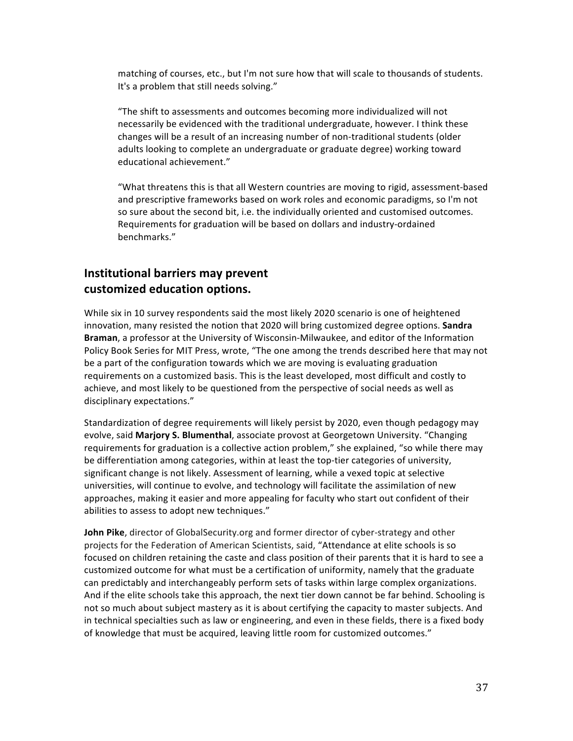matching of courses, etc., but I'm not sure how that will scale to thousands of students. It's a problem that still needs solving."

"The shift to assessments and outcomes becoming more individualized will not necessarily be evidenced with the traditional undergraduate, however. I think these changes will be a result of an increasing number of non-traditional students (older adults looking to complete an undergraduate or graduate degree) working toward educational achievement."

"What threatens this is that all Western countries are moving to rigid, assessment-based and prescriptive frameworks based on work roles and economic paradigms, so I'm not so sure about the second bit, i.e. the individually oriented and customised outcomes. Requirements for graduation will be based on dollars and industry-ordained benchmarks."

## Institutional barriers may prevent customized education options.

While six in 10 survey respondents said the most likely 2020 scenario is one of heightened innovation, many resisted the notion that 2020 will bring customized degree options. **Sandra Braman**, a professor at the University of Wisconsin-Milwaukee, and editor of the Information Policy Book Series for MIT Press, wrote, "The one among the trends described here that may not be a part of the configuration towards which we are moving is evaluating graduation requirements on a customized basis. This is the least developed, most difficult and costly to achieve, and most likely to be questioned from the perspective of social needs as well as disciplinary expectations."

Standardization of degree requirements will likely persist by 2020, even though pedagogy may evolve, said **Marjory S. Blumenthal**, associate provost at Georgetown University. "Changing requirements for graduation is a collective action problem," she explained, "so while there may be differentiation among categories, within at least the top-tier categories of university, significant change is not likely. Assessment of learning, while a vexed topic at selective universities, will continue to evolve, and technology will facilitate the assimilation of new approaches, making it easier and more appealing for faculty who start out confident of their abilities to assess to adopt new techniques."

**John Pike**, director of GlobalSecurity.org and former director of cyber-strategy and other projects for the Federation of American Scientists, said, "Attendance at elite schools is so focused on children retaining the caste and class position of their parents that it is hard to see a customized outcome for what must be a certification of uniformity, namely that the graduate can predictably and interchangeably perform sets of tasks within large complex organizations. And if the elite schools take this approach, the next tier down cannot be far behind. Schooling is not so much about subject mastery as it is about certifying the capacity to master subjects. And in technical specialties such as law or engineering, and even in these fields, there is a fixed body of knowledge that must be acquired, leaving little room for customized outcomes."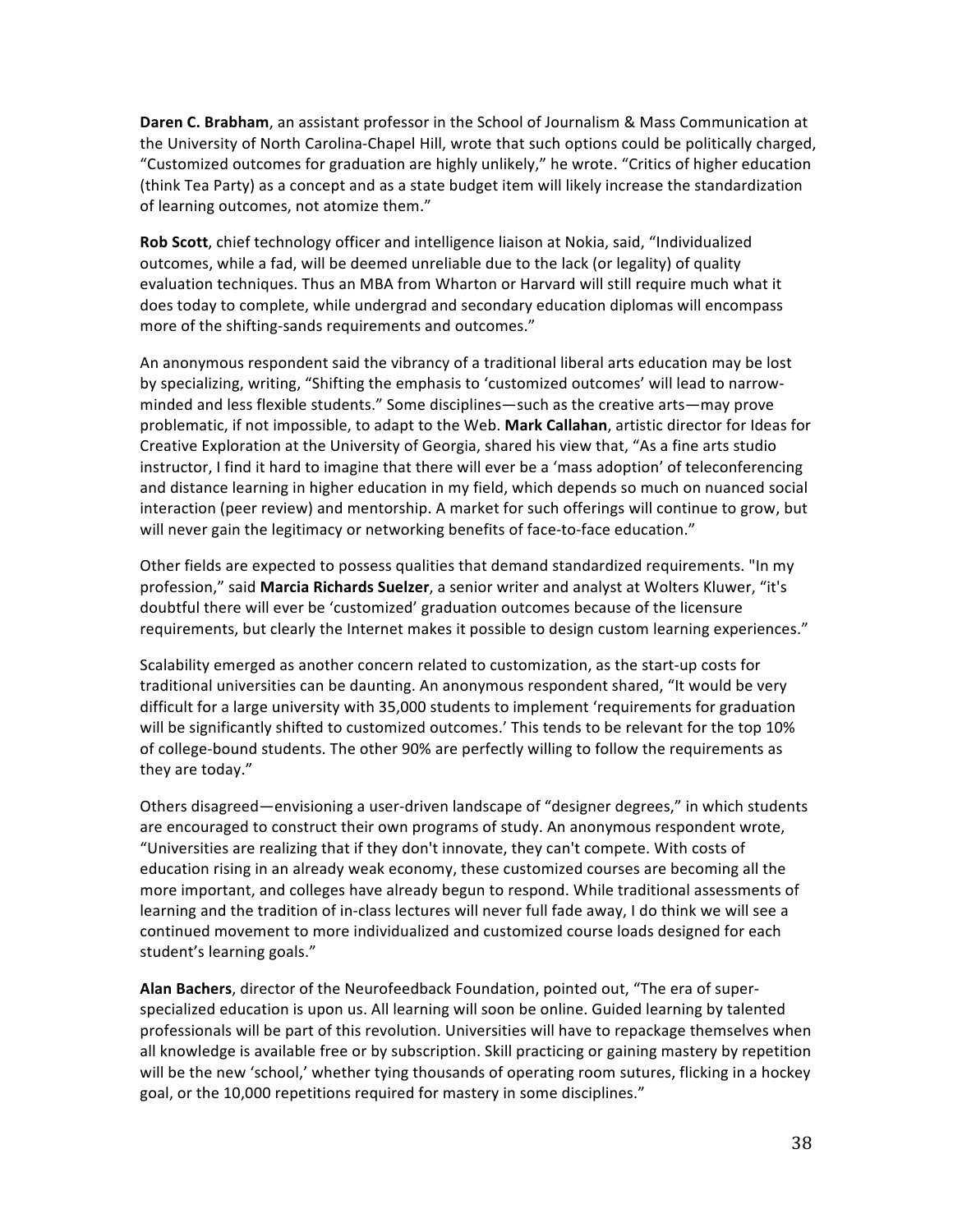**Daren C. Brabham**, an assistant professor in the School of Journalism & Mass Communication at the University of North Carolina-Chapel Hill, wrote that such options could be politically charged, "Customized outcomes for graduation are highly unlikely," he wrote. "Critics of higher education (think Tea Party) as a concept and as a state budget item will likely increase the standardization of learning outcomes, not atomize them."

**Rob Scott**, chief technology officer and intelligence liaison at Nokia, said, "Individualized outcomes, while a fad, will be deemed unreliable due to the lack (or legality) of quality evaluation techniques. Thus an MBA from Wharton or Harvard will still require much what it does today to complete, while undergrad and secondary education diplomas will encompass more of the shifting-sands requirements and outcomes."

An anonymous respondent said the vibrancy of a traditional liberal arts education may be lost by specializing, writing, "Shifting the emphasis to 'customized outcomes' will lead to narrow-minded and less flexible students." Some disciplines—such as the creative arts—may prove problematic, if not impossible, to adapt to the Web. **Mark Callahan**, artistic director for Ideas for Creative Exploration at the University of Georgia, shared his view that, "As a fine arts studio instructor, I find it hard to imagine that there will ever be a 'mass adoption' of teleconferencing and distance learning in higher education in my field, which depends so much on nuanced social interaction (peer review) and mentorship. A market for such offerings will continue to grow, but will never gain the legitimacy or networking benefits of face-to-face education."

Other fields are expected to possess qualities that demand standardized requirements. "In my profession," said **Marcia Richards Suelzer**, a senior writer and analyst at Wolters Kluwer, "it's doubtful there will ever be 'customized' graduation outcomes because of the licensure requirements, but clearly the Internet makes it possible to design custom learning experiences."

Scalability emerged as another concern related to customization, as the start-up costs for traditional universities can be daunting. An anonymous respondent shared, "It would be very difficult for a large university with 35,000 students to implement 'requirements for graduation will be significantly shifted to customized outcomes.' This tends to be relevant for the top 10% of college-bound students. The other 90% are perfectly willing to follow the requirements as they are today."

Others disagreed—envisioning a user-driven landscape of "designer degrees," in which students are encouraged to construct their own programs of study. An anonymous respondent wrote, "Universities are realizing that if they don't innovate, they can't compete. With costs of education rising in an already weak economy, these customized courses are becoming all the more important, and colleges have already begun to respond. While traditional assessments of learning and the tradition of in-class lectures will never full fade away, I do think we will see a continued movement to more individualized and customized course loads designed for each student's learning goals."

**Alan Bachers**, director of the Neurofeedback Foundation, pointed out, "The era of super-specialized education is upon us. All learning will soon be online. Guided learning by talented professionals will be part of this revolution. Universities will have to repackage themselves when all knowledge is available free or by subscription. Skill practicing or gaining mastery by repetition will be the new 'school,' whether tying thousands of operating room sutures, flicking in a hockey goal, or the 10,000 repetitions required for mastery in some disciplines."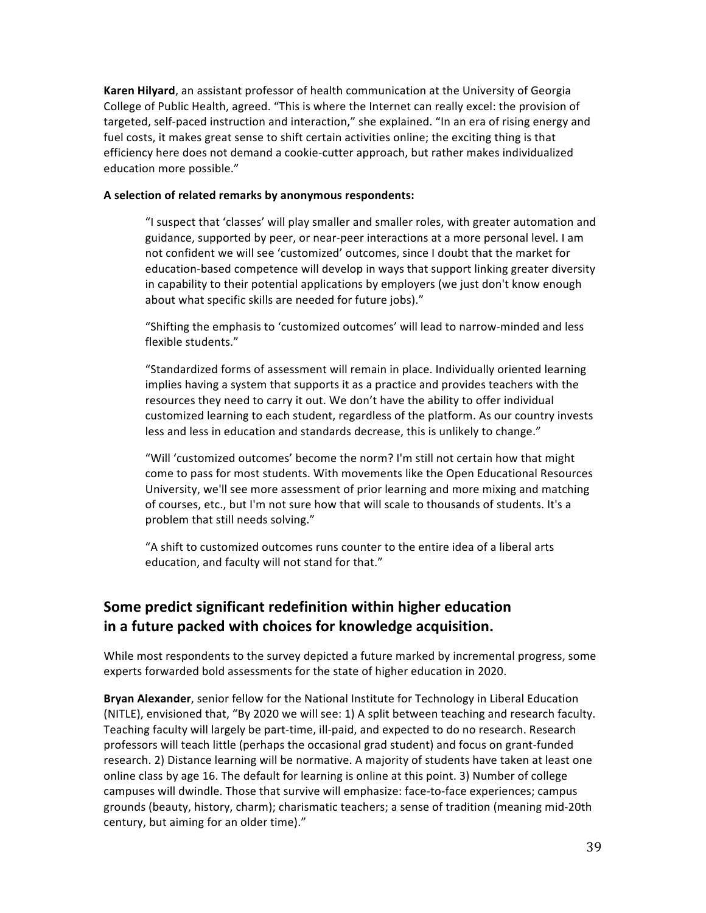**Karen Hilyard**, an assistant professor of health communication at the University of Georgia College of Public Health, agreed. "This is where the Internet can really excel: the provision of targeted, self-paced instruction and interaction," she explained. "In an era of rising energy and fuel costs, it makes great sense to shift certain activities online; the exciting thing is that efficiency here does not demand a cookie-cutter approach, but rather makes individualized education more possible."

**A selection of related remarks by anonymous respondents:**

> "I suspect that 'classes' will play smaller and smaller roles, with greater automation and guidance, supported by peer, or near-peer interactions at a more personal level. I am not confident we will see 'customized' outcomes, since I doubt that the market for education-based competence will develop in ways that support linking greater diversity in capability to their potential applications by employers (we just don't know enough about what specific skills are needed for future jobs)."
>
> "Shifting the emphasis to 'customized outcomes' will lead to narrow-minded and less flexible students."
>
> "Standardized forms of assessment will remain in place. Individually oriented learning implies having a system that supports it as a practice and provides teachers with the resources they need to carry it out. We don't have the ability to offer individual customized learning to each student, regardless of the platform. As our country invests less and less in education and standards decrease, this is unlikely to change."
>
> "Will 'customized outcomes' become the norm? I'm still not certain how that might come to pass for most students. With movements like the Open Educational Resources University, we'll see more assessment of prior learning and more mixing and matching of courses, etc., but I'm not sure how that will scale to thousands of students. It's a problem that still needs solving."
>
> "A shift to customized outcomes runs counter to the entire idea of a liberal arts education, and faculty will not stand for that."

## Some predict significant redefinition within higher education in a future packed with choices for knowledge acquisition.

While most respondents to the survey depicted a future marked by incremental progress, some experts forwarded bold assessments for the state of higher education in 2020.

**Bryan Alexander**, senior fellow for the National Institute for Technology in Liberal Education (NITLE), envisioned that, "By 2020 we will see: 1) A split between teaching and research faculty. Teaching faculty will largely be part-time, ill-paid, and expected to do no research. Research professors will teach little (perhaps the occasional grad student) and focus on grant-funded research. 2) Distance learning will be normative. A majority of students have taken at least one online class by age 16. The default for learning is online at this point. 3) Number of college campuses will dwindle. Those that survive will emphasize: face-to-face experiences; campus grounds (beauty, history, charm); charismatic teachers; a sense of tradition (meaning mid-20th century, but aiming for an older time)."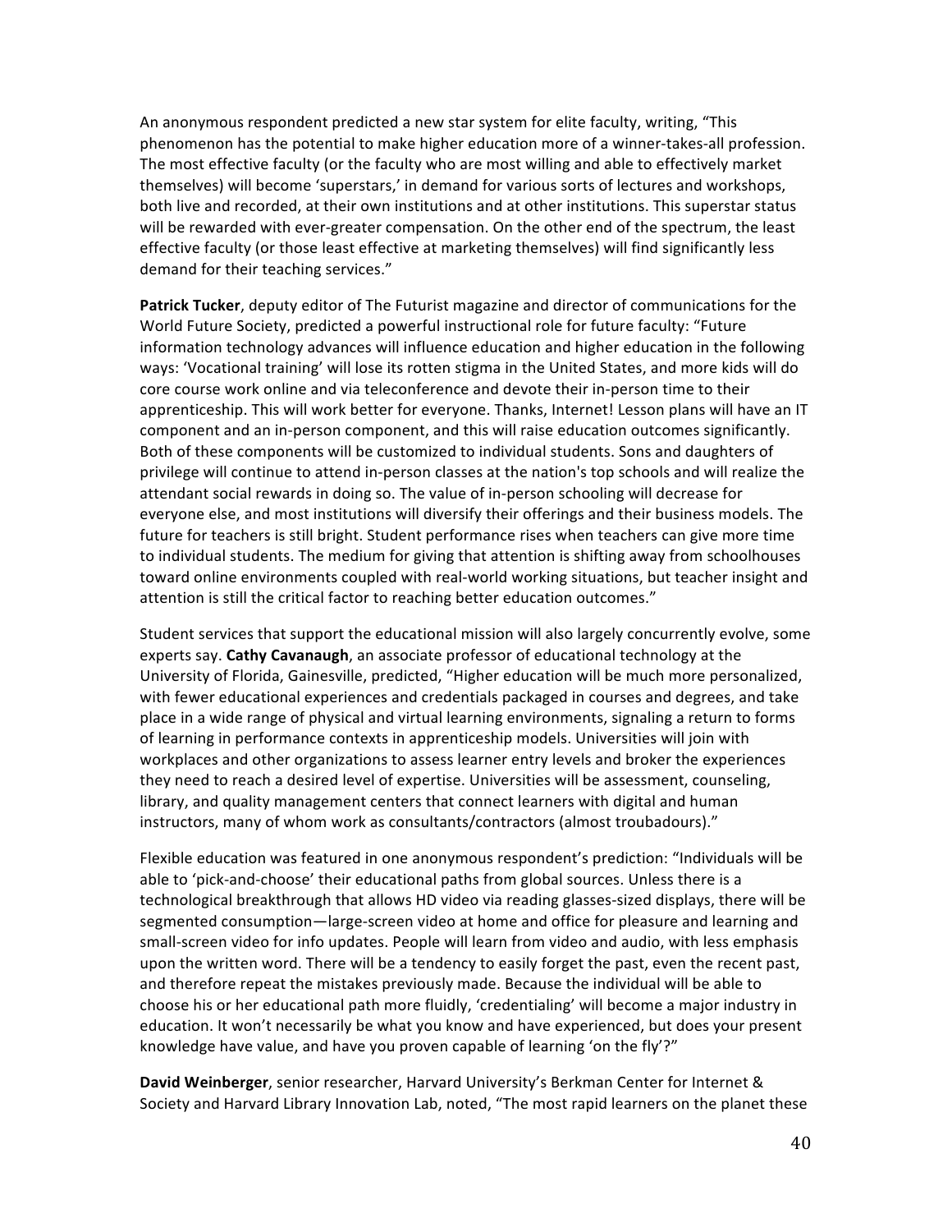An anonymous respondent predicted a new star system for elite faculty, writing, "This phenomenon has the potential to make higher education more of a winner-takes-all profession. The most effective faculty (or the faculty who are most willing and able to effectively market themselves) will become 'superstars,' in demand for various sorts of lectures and workshops, both live and recorded, at their own institutions and at other institutions. This superstar status will be rewarded with ever-greater compensation. On the other end of the spectrum, the least effective faculty (or those least effective at marketing themselves) will find significantly less demand for their teaching services."

**Patrick Tucker**, deputy editor of The Futurist magazine and director of communications for the World Future Society, predicted a powerful instructional role for future faculty: "Future information technology advances will influence education and higher education in the following ways: 'Vocational training' will lose its rotten stigma in the United States, and more kids will do core course work online and via teleconference and devote their in-person time to their apprenticeship. This will work better for everyone. Thanks, Internet! Lesson plans will have an IT component and an in-person component, and this will raise education outcomes significantly. Both of these components will be customized to individual students. Sons and daughters of privilege will continue to attend in-person classes at the nation's top schools and will realize the attendant social rewards in doing so. The value of in-person schooling will decrease for everyone else, and most institutions will diversify their offerings and their business models. The future for teachers is still bright. Student performance rises when teachers can give more time to individual students. The medium for giving that attention is shifting away from schoolhouses toward online environments coupled with real-world working situations, but teacher insight and attention is still the critical factor to reaching better education outcomes."

Student services that support the educational mission will also largely concurrently evolve, some experts say. **Cathy Cavanaugh**, an associate professor of educational technology at the University of Florida, Gainesville, predicted, "Higher education will be much more personalized, with fewer educational experiences and credentials packaged in courses and degrees, and take place in a wide range of physical and virtual learning environments, signaling a return to forms of learning in performance contexts in apprenticeship models. Universities will join with workplaces and other organizations to assess learner entry levels and broker the experiences they need to reach a desired level of expertise. Universities will be assessment, counseling, library, and quality management centers that connect learners with digital and human instructors, many of whom work as consultants/contractors (almost troubadours)."

Flexible education was featured in one anonymous respondent's prediction: "Individuals will be able to 'pick-and-choose' their educational paths from global sources. Unless there is a technological breakthrough that allows HD video via reading glasses-sized displays, there will be segmented consumption—large-screen video at home and office for pleasure and learning and small-screen video for info updates. People will learn from video and audio, with less emphasis upon the written word. There will be a tendency to easily forget the past, even the recent past, and therefore repeat the mistakes previously made. Because the individual will be able to choose his or her educational path more fluidly, 'credentialing' will become a major industry in education. It won't necessarily be what you know and have experienced, but does your present knowledge have value, and have you proven capable of learning 'on the fly'?"

**David Weinberger**, senior researcher, Harvard University's Berkman Center for Internet & Society and Harvard Library Innovation Lab, noted, "The most rapid learners on the planet these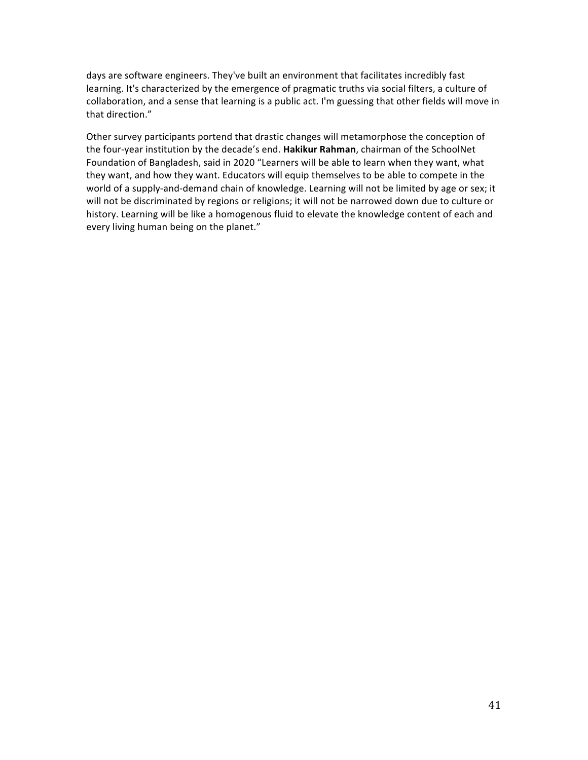days are software engineers. They've built an environment that facilitates incredibly fast learning. It's characterized by the emergence of pragmatic truths via social filters, a culture of collaboration, and a sense that learning is a public act. I'm guessing that other fields will move in that direction."

Other survey participants portend that drastic changes will metamorphose the conception of the four-year institution by the decade's end. **Hakikur Rahman**, chairman of the SchoolNet Foundation of Bangladesh, said in 2020 "Learners will be able to learn when they want, what they want, and how they want. Educators will equip themselves to be able to compete in the world of a supply-and-demand chain of knowledge. Learning will not be limited by age or sex; it will not be discriminated by regions or religions; it will not be narrowed down due to culture or history. Learning will be like a homogenous fluid to elevate the knowledge content of each and every living human being on the planet."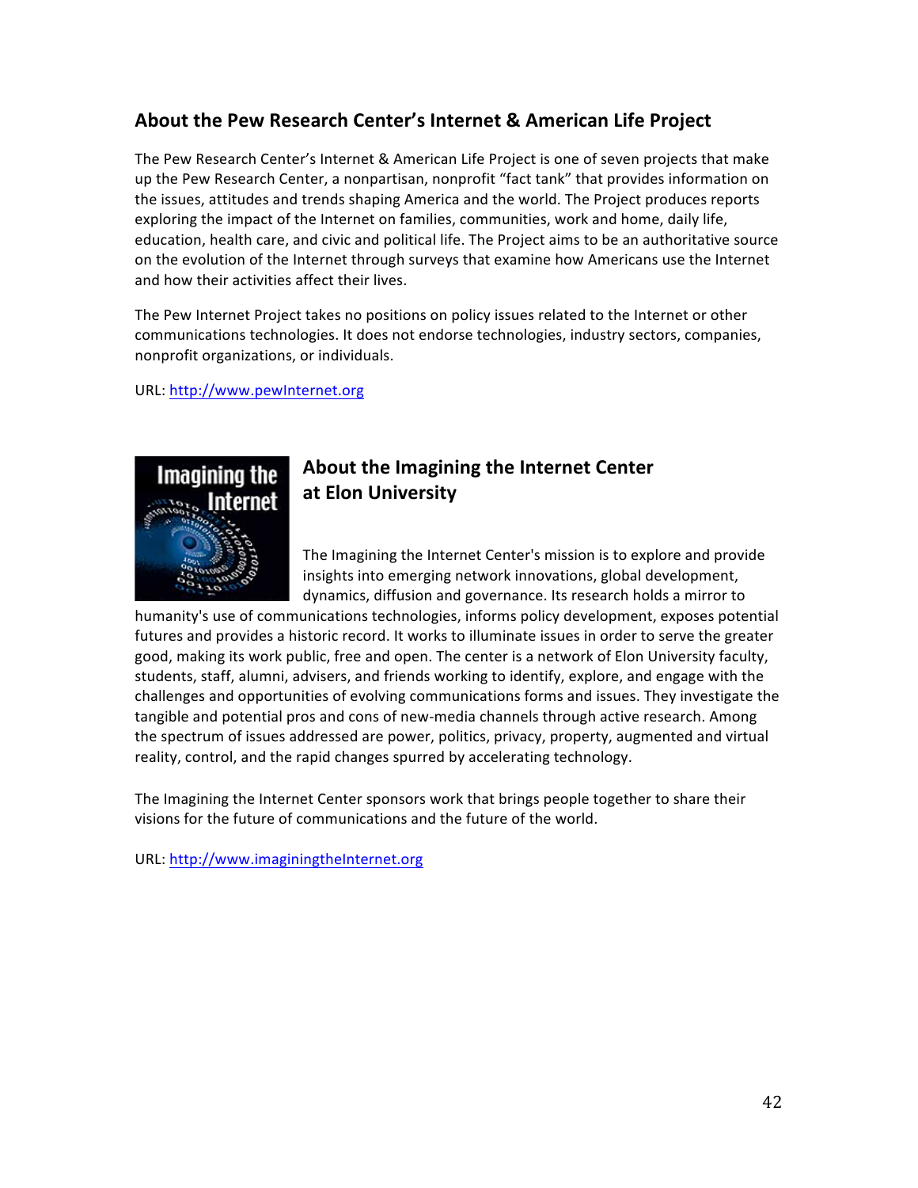## About the Pew Research Center's Internet & American Life Project

The Pew Research Center's Internet & American Life Project is one of seven projects that make up the Pew Research Center, a nonpartisan, nonprofit "fact tank" that provides information on the issues, attitudes and trends shaping America and the world. The Project produces reports exploring the impact of the Internet on families, communities, work and home, daily life, education, health care, and civic and political life. The Project aims to be an authoritative source on the evolution of the Internet through surveys that examine how Americans use the Internet and how their activities affect their lives.

The Pew Internet Project takes no positions on policy issues related to the Internet or other communications technologies. It does not endorse technologies, industry sectors, companies, nonprofit organizations, or individuals.

URL: http://www.pewInternet.org

## About the Imagining the Internet Center at Elon University

The Imagining the Internet Center's mission is to explore and provide insights into emerging network innovations, global development, dynamics, diffusion and governance. Its research holds a mirror to humanity's use of communications technologies, informs policy development, exposes potential futures and provides a historic record. It works to illuminate issues in order to serve the greater good, making its work public, free and open. The center is a network of Elon University faculty, students, staff, alumni, advisers, and friends working to identify, explore, and engage with the challenges and opportunities of evolving communications forms and issues. They investigate the tangible and potential pros and cons of new-media channels through active research. Among the spectrum of issues addressed are power, politics, privacy, property, augmented and virtual reality, control, and the rapid changes spurred by accelerating technology.

The Imagining the Internet Center sponsors work that brings people together to share their visions for the future of communications and the future of the world.

URL: http://www.imaginingtheInternet.org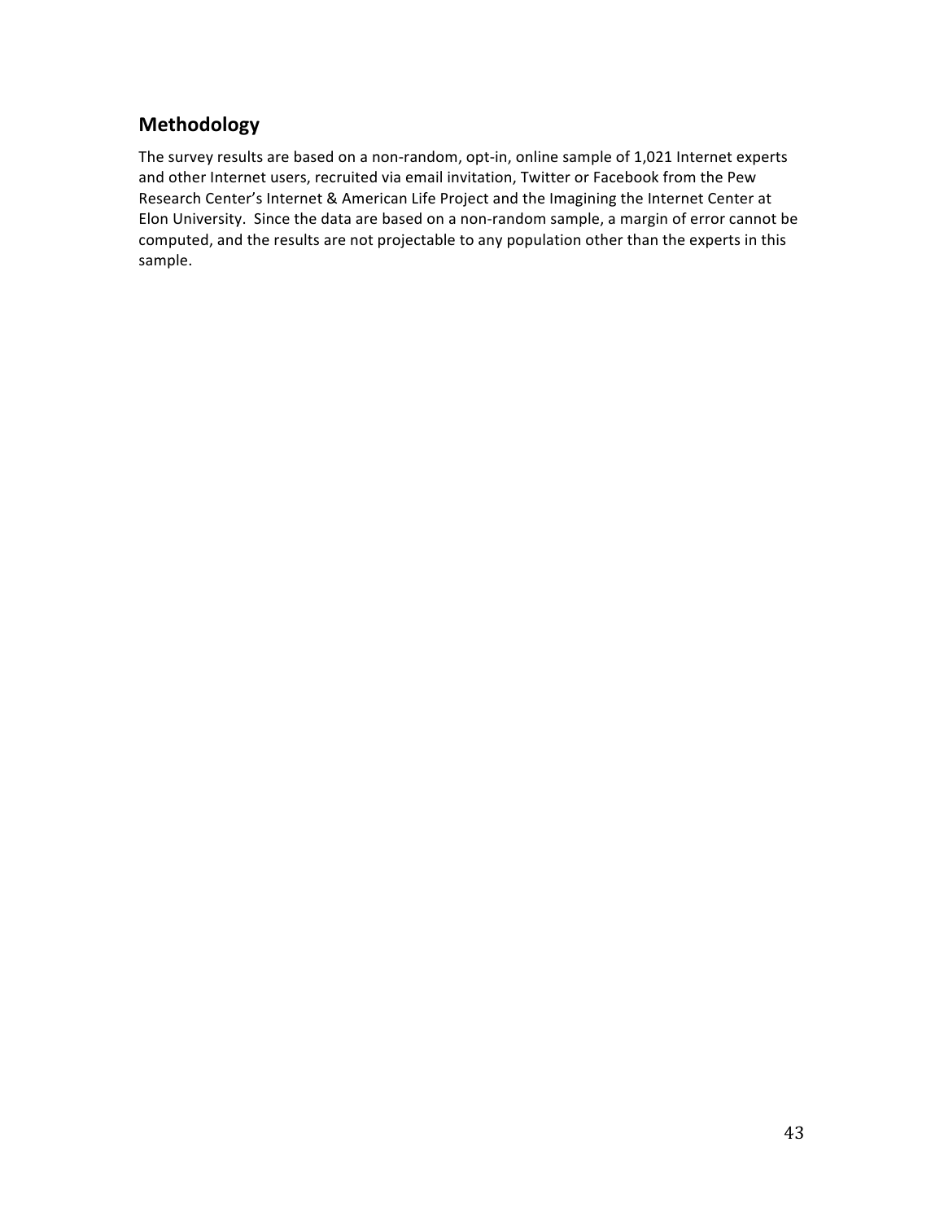## Methodology

The survey results are based on a non-random, opt-in, online sample of 1,021 Internet experts and other Internet users, recruited via email invitation, Twitter or Facebook from the Pew Research Center's Internet & American Life Project and the Imagining the Internet Center at Elon University. Since the data are based on a non-random sample, a margin of error cannot be computed, and the results are not projectable to any population other than the experts in this sample.